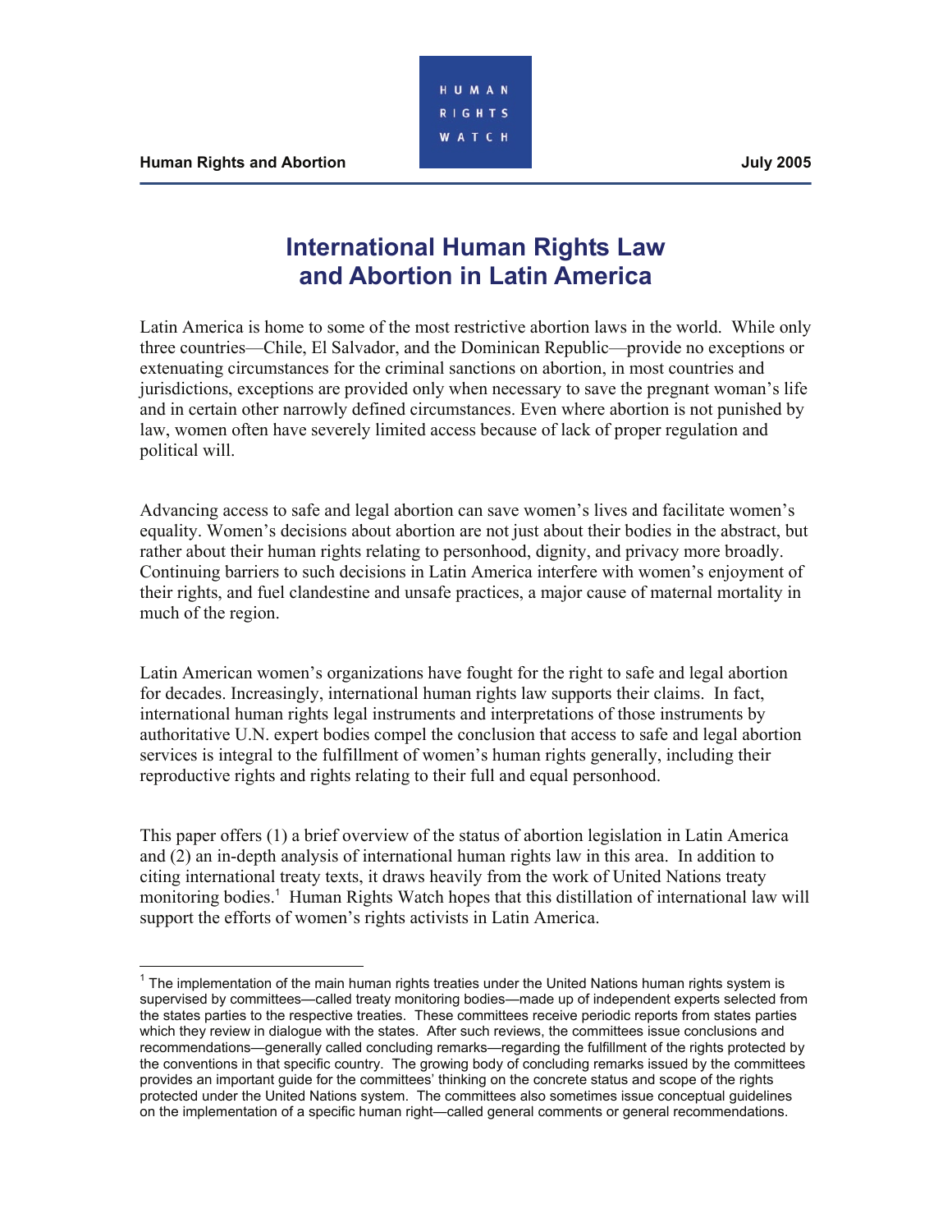# International Human Rights Law and Abortion in Latin America

Latin America is home to some of the most restrictive abortion laws in the world. While only three countries—Chile, El Salvador, and the Dominican Republic—provide no exceptions or extenuating circumstances for the criminal sanctions on abortion, in most countries and jurisdictions, exceptions are provided only when necessary to save the pregnant woman's life and in certain other narrowly defined circumstances. Even where abortion is not punished by law, women often have severely limited access because of lack of proper regulation and political will.

Advancing access to safe and legal abortion can save women's lives and facilitate women's equality. Women's decisions about abortion are not just about their bodies in the abstract, but rather about their human rights relating to personhood, dignity, and privacy more broadly. Continuing barriers to such decisions in Latin America interfere with women's enjoyment of their rights, and fuel clandestine and unsafe practices, a major cause of maternal mortality in much of the region.

Latin American women's organizations have fought for the right to safe and legal abortion for decades. Increasingly, international human rights law supports their claims. In fact, international human rights legal instruments and interpretations of those instruments by authoritative U.N. expert bodies compel the conclusion that access to safe and legal abortion services is integral to the fulfillment of women's human rights generally, including their reproductive rights and rights relating to their full and equal personhood.

This paper offers (1) a brief overview of the status of abortion legislation in Latin America and (2) an in-depth analysis of international human rights law in this area. In addition to citing international treaty texts, it draws heavily from the work of United Nations treaty monitoring bodies.[1] Human Rights Watch hopes that this distillation of international law will support the efforts of women's rights activists in Latin America.

---

[1] The implementation of the main human rights treaties under the United Nations human rights system is supervised by committees—called treaty monitoring bodies—made up of independent experts selected from the states parties to the respective treaties. These committees receive periodic reports from states parties which they review in dialogue with the states. After such reviews, the committees issue conclusions and recommendations—generally called concluding remarks—regarding the fulfillment of the rights protected by the conventions in that specific country. The growing body of concluding remarks issued by the committees provides an important guide for the committees' thinking on the concrete status and scope of the rights protected under the United Nations system. The committees also sometimes issue conceptual guidelines on the implementation of a specific human right—called general comments or general recommendations.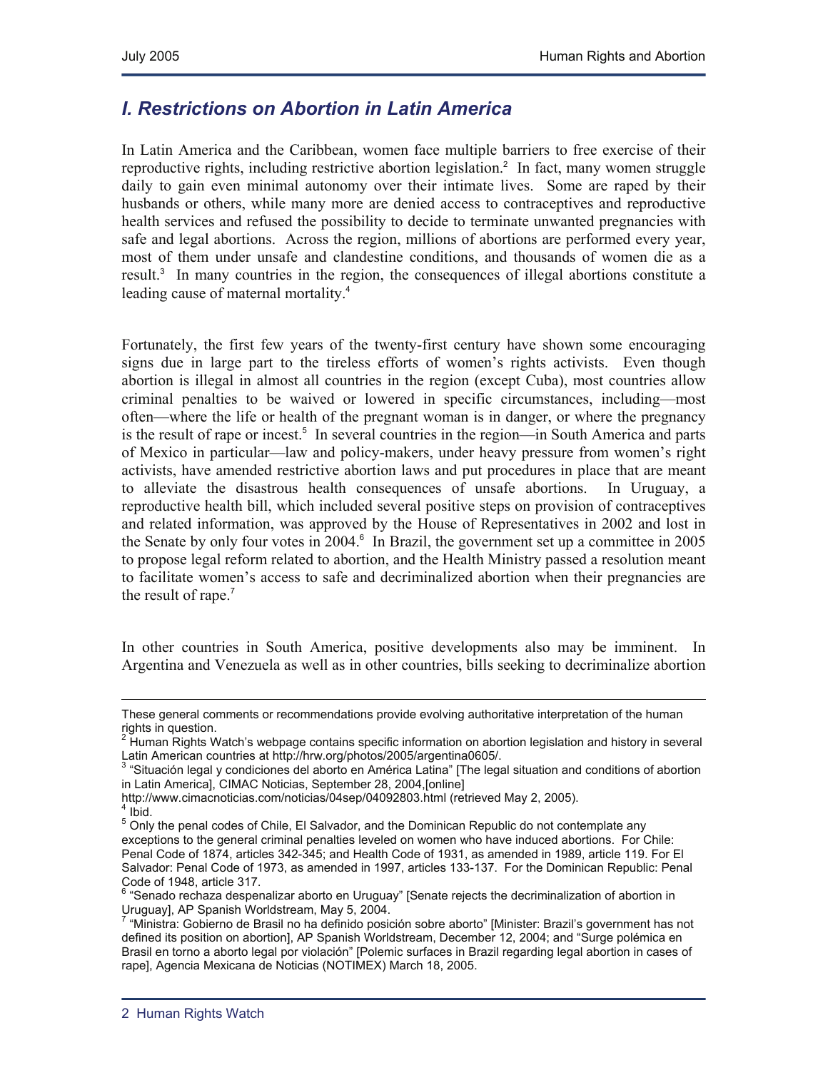## I. Restrictions on Abortion in Latin America

In Latin America and the Caribbean, women face multiple barriers to free exercise of their reproductive rights, including restrictive abortion legislation.[2] In fact, many women struggle daily to gain even minimal autonomy over their intimate lives. Some are raped by their husbands or others, while many more are denied access to contraceptives and reproductive health services and refused the possibility to decide to terminate unwanted pregnancies with safe and legal abortions. Across the region, millions of abortions are performed every year, most of them under unsafe and clandestine conditions, and thousands of women die as a result.[3] In many countries in the region, the consequences of illegal abortions constitute a leading cause of maternal mortality.[4]

Fortunately, the first few years of the twenty-first century have shown some encouraging signs due in large part to the tireless efforts of women's rights activists. Even though abortion is illegal in almost all countries in the region (except Cuba), most countries allow criminal penalties to be waived or lowered in specific circumstances, including—most often—where the life or health of the pregnant woman is in danger, or where the pregnancy is the result of rape or incest.[5] In several countries in the region—in South America and parts of Mexico in particular—law and policy-makers, under heavy pressure from women's right activists, have amended restrictive abortion laws and put procedures in place that are meant to alleviate the disastrous health consequences of unsafe abortions. In Uruguay, a reproductive health bill, which included several positive steps on provision of contraceptives and related information, was approved by the House of Representatives in 2002 and lost in the Senate by only four votes in 2004.[6] In Brazil, the government set up a committee in 2005 to propose legal reform related to abortion, and the Health Ministry passed a resolution meant to facilitate women's access to safe and decriminalized abortion when their pregnancies are the result of rape.[7]

In other countries in South America, positive developments also may be imminent. In Argentina and Venezuela as well as in other countries, bills seeking to decriminalize abortion

---

These general comments or recommendations provide evolving authoritative interpretation of the human rights in question.

[2] Human Rights Watch's webpage contains specific information on abortion legislation and history in several Latin American countries at http://hrw.org/photos/2005/argentina0605/.

[3] "Situación legal y condiciones del aborto en América Latina" [The legal situation and conditions of abortion in Latin America], CIMAC Noticias, September 28, 2004,[online] http://www.cimacnoticias.com/noticias/04sep/04092803.html (retrieved May 2, 2005).

[4] Ibid.

[5] Only the penal codes of Chile, El Salvador, and the Dominican Republic do not contemplate any exceptions to the general criminal penalties leveled on women who have induced abortions. For Chile: Penal Code of 1874, articles 342-345; and Health Code of 1931, as amended in 1989, article 119. For El Salvador: Penal Code of 1973, as amended in 1997, articles 133-137. For the Dominican Republic: Penal Code of 1948, article 317.

[6] "Senado rechaza despenalizar aborto en Uruguay" [Senate rejects the decriminalization of abortion in Uruguay], AP Spanish Worldstream, May 5, 2004.

[7] "Ministra: Gobierno de Brasil no ha definido posición sobre aborto" [Minister: Brazil's government has not defined its position on abortion], AP Spanish Worldstream, December 12, 2004; and "Surge polémica en Brasil en torno a aborto legal por violación" [Polemic surfaces in Brazil regarding legal abortion in cases of rape], Agencia Mexicana de Noticias (NOTIMEX) March 18, 2005.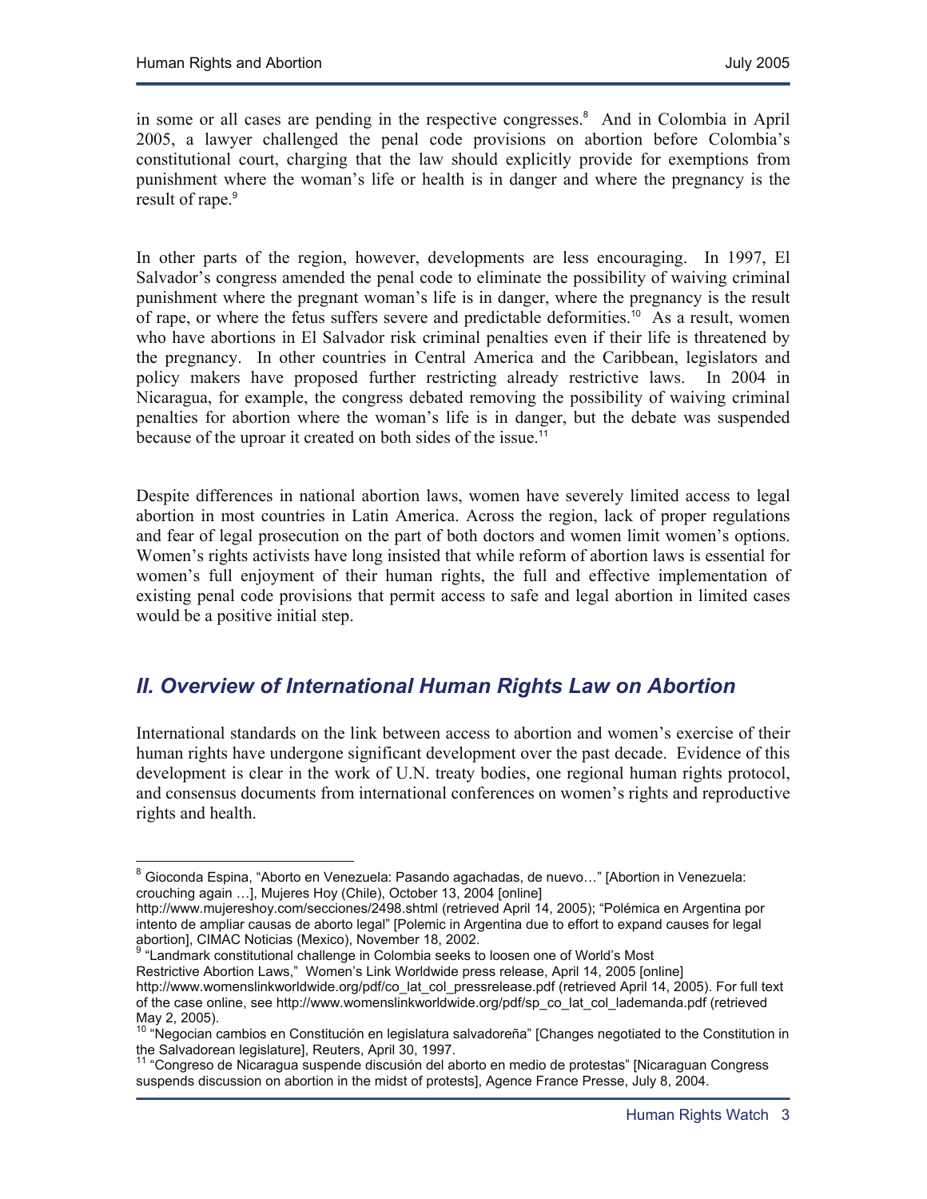in some or all cases are pending in the respective congresses.[8] And in Colombia in April 2005, a lawyer challenged the penal code provisions on abortion before Colombia's constitutional court, charging that the law should explicitly provide for exemptions from punishment where the woman's life or health is in danger and where the pregnancy is the result of rape.[9]

In other parts of the region, however, developments are less encouraging. In 1997, El Salvador's congress amended the penal code to eliminate the possibility of waiving criminal punishment where the pregnant woman's life is in danger, where the pregnancy is the result of rape, or where the fetus suffers severe and predictable deformities.[10] As a result, women who have abortions in El Salvador risk criminal penalties even if their life is threatened by the pregnancy. In other countries in Central America and the Caribbean, legislators and policy makers have proposed further restricting already restrictive laws. In 2004 in Nicaragua, for example, the congress debated removing the possibility of waiving criminal penalties for abortion where the woman's life is in danger, but the debate was suspended because of the uproar it created on both sides of the issue.[11]

Despite differences in national abortion laws, women have severely limited access to legal abortion in most countries in Latin America. Across the region, lack of proper regulations and fear of legal prosecution on the part of both doctors and women limit women's options. Women's rights activists have long insisted that while reform of abortion laws is essential for women's full enjoyment of their human rights, the full and effective implementation of existing penal code provisions that permit access to safe and legal abortion in limited cases would be a positive initial step.

## *II. Overview of International Human Rights Law on Abortion*

International standards on the link between access to abortion and women's exercise of their human rights have undergone significant development over the past decade. Evidence of this development is clear in the work of U.N. treaty bodies, one regional human rights protocol, and consensus documents from international conferences on women's rights and reproductive rights and health.

---

[8] Gioconda Espina, "Aborto en Venezuela: Pasando agachadas, de nuevo…" [Abortion in Venezuela: crouching again …], Mujeres Hoy (Chile), October 13, 2004 [online] http://www.mujereshoy.com/secciones/2498.shtml (retrieved April 14, 2005); "Polémica en Argentina por intento de ampliar causas de aborto legal" [Polemic in Argentina due to effort to expand causes for legal abortion], CIMAC Noticias (Mexico), November 18, 2002.

[9] "Landmark constitutional challenge in Colombia seeks to loosen one of World's Most Restrictive Abortion Laws," Women's Link Worldwide press release, April 14, 2005 [online] http://www.womenslinkworldwide.org/pdf/co_lat_col_pressrelease.pdf (retrieved April 14, 2005). For full text of the case online, see http://www.womenslinkworldwide.org/pdf/sp_co_lat_col_lademanda.pdf (retrieved May 2, 2005).

[10] "Negocian cambios en Constitución en legislatura salvadoreña" [Changes negotiated to the Constitution in the Salvadorean legislature], Reuters, April 30, 1997.

[11] "Congreso de Nicaragua suspende discusión del aborto en medio de protestas" [Nicaraguan Congress suspends discussion on abortion in the midst of protests], Agence France Presse, July 8, 2004.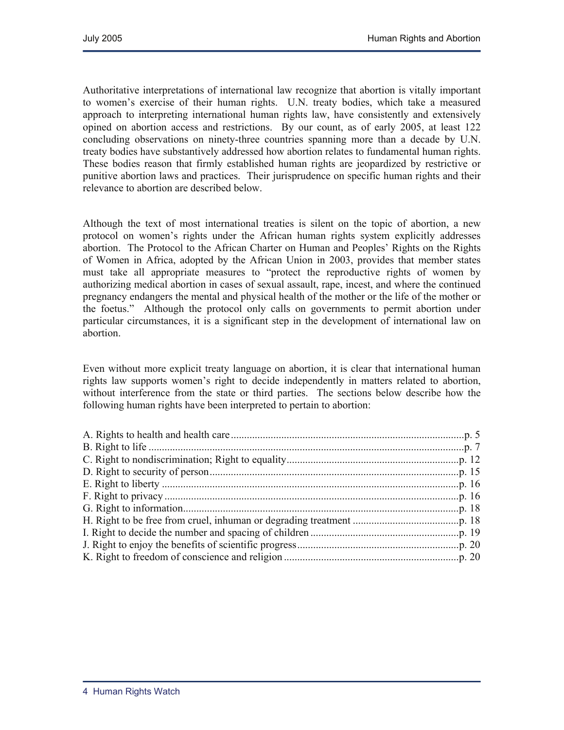Authoritative interpretations of international law recognize that abortion is vitally important to women's exercise of their human rights. U.N. treaty bodies, which take a measured approach to interpreting international human rights law, have consistently and extensively opined on abortion access and restrictions. By our count, as of early 2005, at least 122 concluding observations on ninety-three countries spanning more than a decade by U.N. treaty bodies have substantively addressed how abortion relates to fundamental human rights. These bodies reason that firmly established human rights are jeopardized by restrictive or punitive abortion laws and practices. Their jurisprudence on specific human rights and their relevance to abortion are described below.

Although the text of most international treaties is silent on the topic of abortion, a new protocol on women's rights under the African human rights system explicitly addresses abortion. The Protocol to the African Charter on Human and Peoples' Rights on the Rights of Women in Africa, adopted by the African Union in 2003, provides that member states must take all appropriate measures to "protect the reproductive rights of women by authorizing medical abortion in cases of sexual assault, rape, incest, and where the continued pregnancy endangers the mental and physical health of the mother or the life of the mother or the foetus." Although the protocol only calls on governments to permit abortion under particular circumstances, it is a significant step in the development of international law on abortion.

Even without more explicit treaty language on abortion, it is clear that international human rights law supports women's right to decide independently in matters related to abortion, without interference from the state or third parties. The sections below describe how the following human rights have been interpreted to pertain to abortion:

A. Rights to health and health care ........................................ p. 5
B. Right to life ........................................ p. 7
C. Right to nondiscrimination; Right to equality ........................................ p. 12
D. Right to security of person ........................................ p. 15
E. Right to liberty ........................................ p. 16
F. Right to privacy ........................................ p. 16
G. Right to information ........................................ p. 18
H. Right to be free from cruel, inhuman or degrading treatment ........................................ p. 18
I. Right to decide the number and spacing of children ........................................ p. 19
J. Right to enjoy the benefits of scientific progress ........................................ p. 20
K. Right to freedom of conscience and religion ........................................ p. 20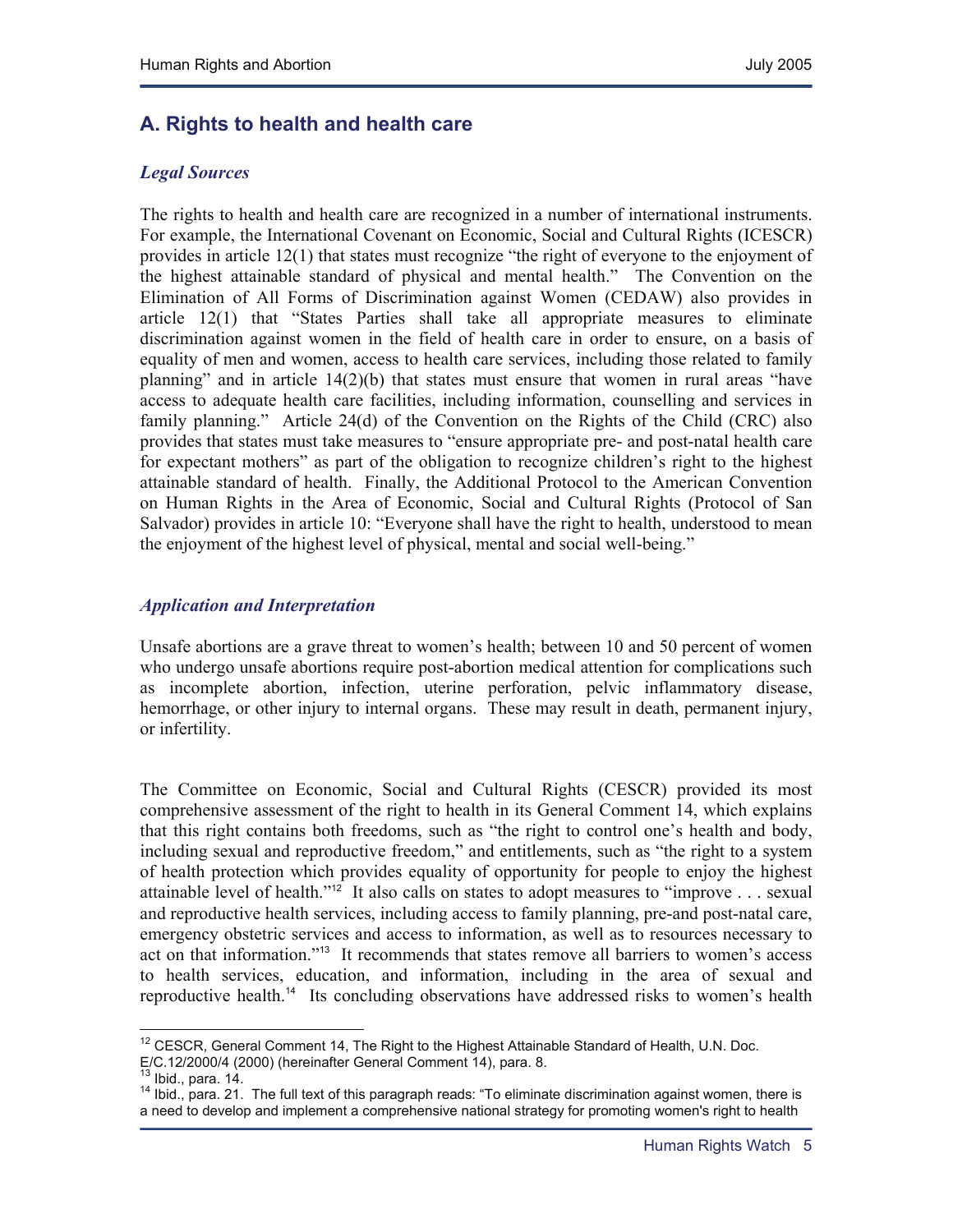## A. Rights to health and health care

### *Legal Sources*

The rights to health and health care are recognized in a number of international instruments. For example, the International Covenant on Economic, Social and Cultural Rights (ICESCR) provides in article 12(1) that states must recognize "the right of everyone to the enjoyment of the highest attainable standard of physical and mental health." The Convention on the Elimination of All Forms of Discrimination against Women (CEDAW) also provides in article 12(1) that "States Parties shall take all appropriate measures to eliminate discrimination against women in the field of health care in order to ensure, on a basis of equality of men and women, access to health care services, including those related to family planning" and in article 14(2)(b) that states must ensure that women in rural areas "have access to adequate health care facilities, including information, counselling and services in family planning." Article 24(d) of the Convention on the Rights of the Child (CRC) also provides that states must take measures to "ensure appropriate pre- and post-natal health care for expectant mothers" as part of the obligation to recognize children's right to the highest attainable standard of health. Finally, the Additional Protocol to the American Convention on Human Rights in the Area of Economic, Social and Cultural Rights (Protocol of San Salvador) provides in article 10: "Everyone shall have the right to health, understood to mean the enjoyment of the highest level of physical, mental and social well-being."

### *Application and Interpretation*

Unsafe abortions are a grave threat to women's health; between 10 and 50 percent of women who undergo unsafe abortions require post-abortion medical attention for complications such as incomplete abortion, infection, uterine perforation, pelvic inflammatory disease, hemorrhage, or other injury to internal organs. These may result in death, permanent injury, or infertility.

The Committee on Economic, Social and Cultural Rights (CESCR) provided its most comprehensive assessment of the right to health in its General Comment 14, which explains that this right contains both freedoms, such as "the right to control one's health and body, including sexual and reproductive freedom," and entitlements, such as "the right to a system of health protection which provides equality of opportunity for people to enjoy the highest attainable level of health."[12] It also calls on states to adopt measures to "improve . . . sexual and reproductive health services, including access to family planning, pre-and post-natal care, emergency obstetric services and access to information, as well as to resources necessary to act on that information."[13] It recommends that states remove all barriers to women's access to health services, education, and information, including in the area of sexual and reproductive health.[14] Its concluding observations have addressed risks to women's health

---

[12] CESCR, General Comment 14, The Right to the Highest Attainable Standard of Health, U.N. Doc. E/C.12/2000/4 (2000) (hereinafter General Comment 14), para. 8.

[13] Ibid., para. 14.

[14] Ibid., para. 21. The full text of this paragraph reads: "To eliminate discrimination against women, there is a need to develop and implement a comprehensive national strategy for promoting women's right to health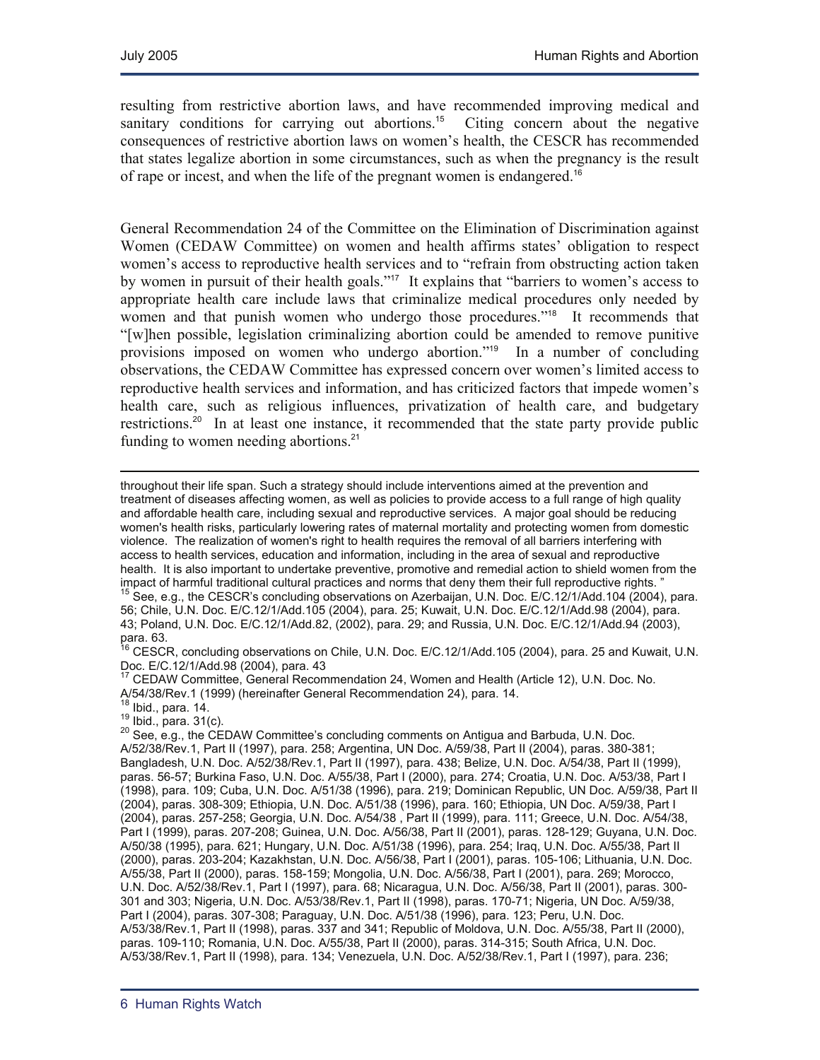resulting from restrictive abortion laws, and have recommended improving medical and sanitary conditions for carrying out abortions.[15] Citing concern about the negative consequences of restrictive abortion laws on women's health, the CESCR has recommended that states legalize abortion in some circumstances, such as when the pregnancy is the result of rape or incest, and when the life of the pregnant women is endangered.[16]

General Recommendation 24 of the Committee on the Elimination of Discrimination against Women (CEDAW Committee) on women and health affirms states' obligation to respect women's access to reproductive health services and to "refrain from obstructing action taken by women in pursuit of their health goals."[17] It explains that "barriers to women's access to appropriate health care include laws that criminalize medical procedures only needed by women and that punish women who undergo those procedures."[18] It recommends that "[w]hen possible, legislation criminalizing abortion could be amended to remove punitive provisions imposed on women who undergo abortion."[19] In a number of concluding observations, the CEDAW Committee has expressed concern over women's limited access to reproductive health services and information, and has criticized factors that impede women's health care, such as religious influences, privatization of health care, and budgetary restrictions.[20] In at least one instance, it recommended that the state party provide public funding to women needing abortions.[21]

---

throughout their life span. Such a strategy should include interventions aimed at the prevention and treatment of diseases affecting women, as well as policies to provide access to a full range of high quality and affordable health care, including sexual and reproductive services. A major goal should be reducing women's health risks, particularly lowering rates of maternal mortality and protecting women from domestic violence. The realization of women's right to health requires the removal of all barriers interfering with access to health services, education and information, including in the area of sexual and reproductive health. It is also important to undertake preventive, promotive and remedial action to shield women from the impact of harmful traditional cultural practices and norms that deny them their full reproductive rights. "

[15] See, e.g., the CESCR's concluding observations on Azerbaijan, U.N. Doc. E/C.12/1/Add.104 (2004), para. 56; Chile, U.N. Doc. E/C.12/1/Add.105 (2004), para. 25; Kuwait, U.N. Doc. E/C.12/1/Add.98 (2004), para. 43; Poland, U.N. Doc. E/C.12/1/Add.82, (2002), para. 29; and Russia, U.N. Doc. E/C.12/1/Add.94 (2003), para. 63.

[16] CESCR, concluding observations on Chile, U.N. Doc. E/C.12/1/Add.105 (2004), para. 25 and Kuwait, U.N. Doc. E/C.12/1/Add.98 (2004), para. 43

[17] CEDAW Committee, General Recommendation 24, Women and Health (Article 12), U.N. Doc. No. A/54/38/Rev.1 (1999) (hereinafter General Recommendation 24), para. 14.

[18] Ibid., para. 14.

[19] Ibid., para. 31(c).

[20] See, e.g., the CEDAW Committee's concluding comments on Antigua and Barbuda, U.N. Doc. A/52/38/Rev.1, Part II (1997), para. 258; Argentina, UN Doc. A/59/38, Part II (2004), paras. 380-381; Bangladesh, U.N. Doc. A/52/38/Rev.1, Part II (1997), para. 438; Belize, U.N. Doc. A/54/38, Part II (1999), paras. 56-57; Burkina Faso, U.N. Doc. A/55/38, Part I (2000), para. 274; Croatia, U.N. Doc. A/53/38, Part I (1998), para. 109; Cuba, U.N. Doc. A/51/38 (1996), para. 219; Dominican Republic, UN Doc. A/59/38, Part II (2004), paras. 308-309; Ethiopia, U.N. Doc. A/51/38 (1996), para. 160; Ethiopia, UN Doc. A/59/38, Part I (2004), paras. 257-258; Georgia, U.N. Doc. A/54/38 , Part II (1999), para. 111; Greece, U.N. Doc. A/54/38, Part I (1999), paras. 207-208; Guinea, U.N. Doc. A/56/38, Part II (2001), paras. 128-129; Guyana, U.N. Doc. A/50/38 (1995), para. 621; Hungary, U.N. Doc. A/51/38 (1996), para. 254; Iraq, U.N. Doc. A/55/38, Part II (2000), paras. 203-204; Kazakhstan, U.N. Doc. A/56/38, Part I (2001), paras. 105-106; Lithuania, U.N. Doc. A/55/38, Part II (2000), paras. 158-159; Mongolia, U.N. Doc. A/56/38, Part I (2001), para. 269; Morocco, U.N. Doc. A/52/38/Rev.1, Part I (1997), para. 68; Nicaragua, U.N. Doc. A/56/38, Part II (2001), paras. 300-301 and 303; Nigeria, U.N. Doc. A/53/38/Rev.1, Part II (1998), paras. 170-71; Nigeria, UN Doc. A/59/38, Part I (2004), paras. 307-308; Paraguay, U.N. Doc. A/51/38 (1996), para. 123; Peru, U.N. Doc. A/53/38/Rev.1, Part II (1998), paras. 337 and 341; Republic of Moldova, U.N. Doc. A/55/38, Part II (2000), paras. 109-110; Romania, U.N. Doc. A/55/38, Part II (2000), paras. 314-315; South Africa, U.N. Doc. A/53/38/Rev.1, Part II (1998), para. 134; Venezuela, U.N. Doc. A/52/38/Rev.1, Part I (1997), para. 236;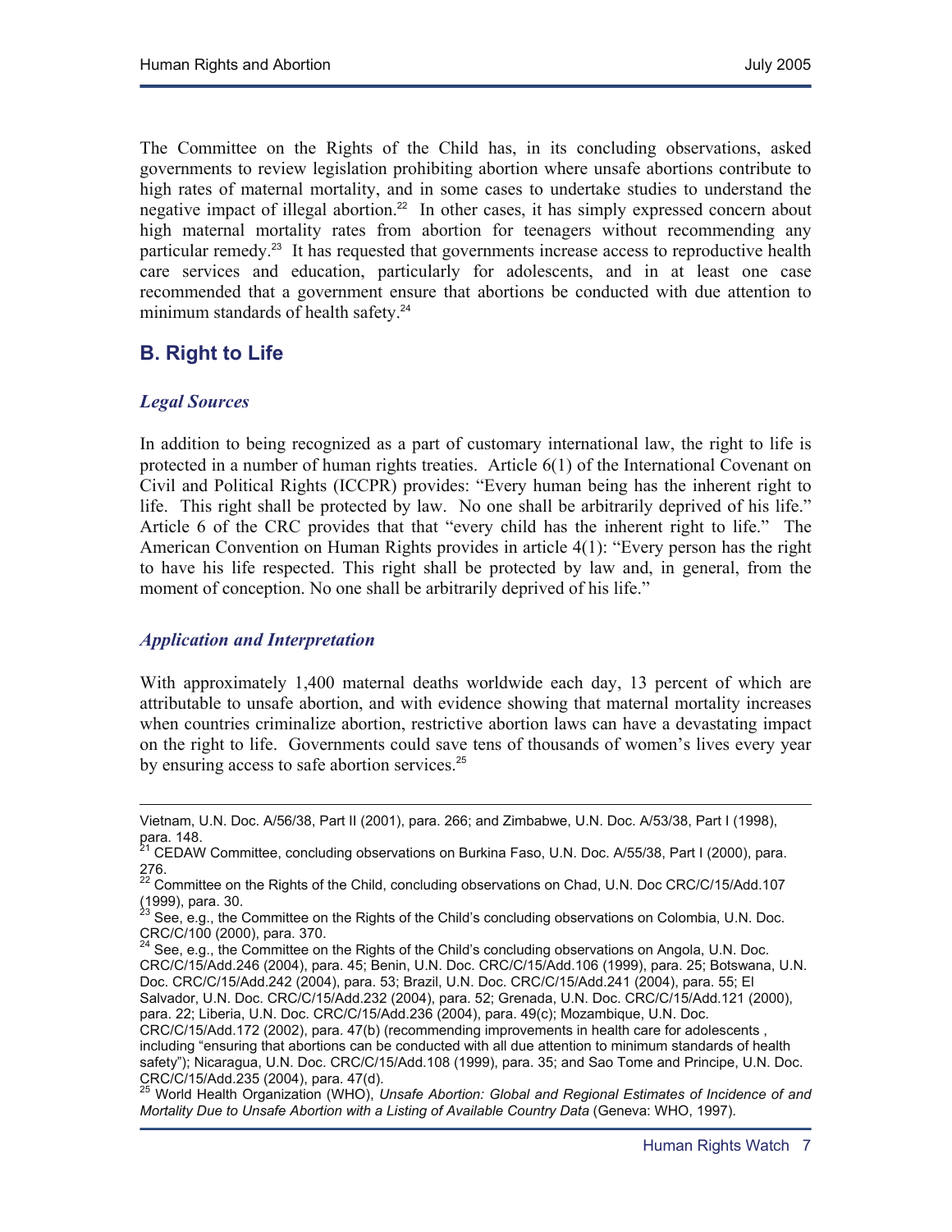The Committee on the Rights of the Child has, in its concluding observations, asked governments to review legislation prohibiting abortion where unsafe abortions contribute to high rates of maternal mortality, and in some cases to undertake studies to understand the negative impact of illegal abortion.[22] In other cases, it has simply expressed concern about high maternal mortality rates from abortion for teenagers without recommending any particular remedy.[23] It has requested that governments increase access to reproductive health care services and education, particularly for adolescents, and in at least one case recommended that a government ensure that abortions be conducted with due attention to minimum standards of health safety.[24]

## B. Right to Life

### *Legal Sources*

In addition to being recognized as a part of customary international law, the right to life is protected in a number of human rights treaties. Article 6(1) of the International Covenant on Civil and Political Rights (ICCPR) provides: "Every human being has the inherent right to life. This right shall be protected by law. No one shall be arbitrarily deprived of his life." Article 6 of the CRC provides that that "every child has the inherent right to life." The American Convention on Human Rights provides in article 4(1): "Every person has the right to have his life respected. This right shall be protected by law and, in general, from the moment of conception. No one shall be arbitrarily deprived of his life."

### *Application and Interpretation*

With approximately 1,400 maternal deaths worldwide each day, 13 percent of which are attributable to unsafe abortion, and with evidence showing that maternal mortality increases when countries criminalize abortion, restrictive abortion laws can have a devastating impact on the right to life. Governments could save tens of thousands of women's lives every year by ensuring access to safe abortion services.[25]

---

Vietnam, U.N. Doc. A/56/38, Part II (2001), para. 266; and Zimbabwe, U.N. Doc. A/53/38, Part I (1998), para. 148.

[21] CEDAW Committee, concluding observations on Burkina Faso, U.N. Doc. A/55/38, Part I (2000), para. 276.

[22] Committee on the Rights of the Child, concluding observations on Chad, U.N. Doc CRC/C/15/Add.107 (1999), para. 30.

[23] See, e.g., the Committee on the Rights of the Child's concluding observations on Colombia, U.N. Doc. CRC/C/100 (2000), para. 370.

[24] See, e.g., the Committee on the Rights of the Child's concluding observations on Angola, U.N. Doc. CRC/C/15/Add.246 (2004), para. 45; Benin, U.N. Doc. CRC/C/15/Add.106 (1999), para. 25; Botswana, U.N. Doc. CRC/C/15/Add.242 (2004), para. 53; Brazil, U.N. Doc. CRC/C/15/Add.241 (2004), para. 55; El Salvador, U.N. Doc. CRC/C/15/Add.232 (2004), para. 52; Grenada, U.N. Doc. CRC/C/15/Add.121 (2000), para. 22; Liberia, U.N. Doc. CRC/C/15/Add.236 (2004), para. 49(c); Mozambique, U.N. Doc. CRC/C/15/Add.172 (2002), para. 47(b) (recommending improvements in health care for adolescents , including "ensuring that abortions can be conducted with all due attention to minimum standards of health safety"); Nicaragua, U.N. Doc. CRC/C/15/Add.108 (1999), para. 35; and Sao Tome and Principe, U.N. Doc. CRC/C/15/Add.235 (2004), para. 47(d).

[25] World Health Organization (WHO), *Unsafe Abortion: Global and Regional Estimates of Incidence of and Mortality Due to Unsafe Abortion with a Listing of Available Country Data* (Geneva: WHO, 1997).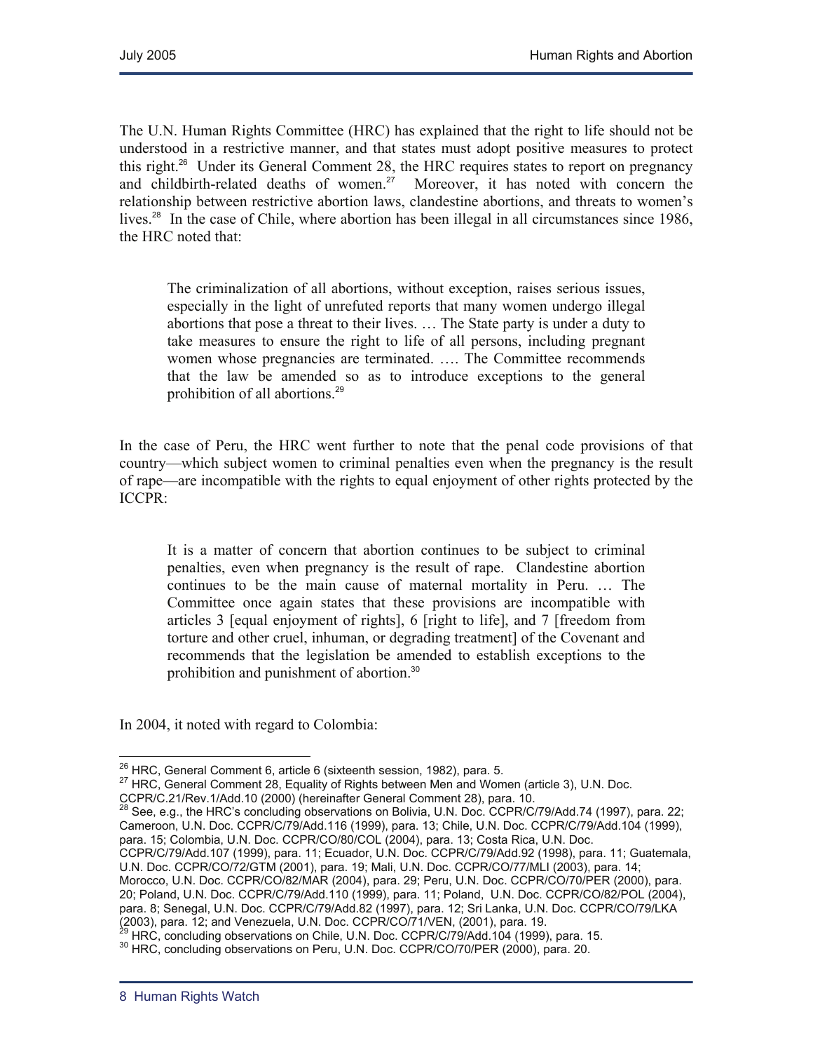The U.N. Human Rights Committee (HRC) has explained that the right to life should not be understood in a restrictive manner, and that states must adopt positive measures to protect this right.[26] Under its General Comment 28, the HRC requires states to report on pregnancy and childbirth-related deaths of women.[27] Moreover, it has noted with concern the relationship between restrictive abortion laws, clandestine abortions, and threats to women's lives.[28] In the case of Chile, where abortion has been illegal in all circumstances since 1986, the HRC noted that:

> The criminalization of all abortions, without exception, raises serious issues, especially in the light of unrefuted reports that many women undergo illegal abortions that pose a threat to their lives. … The State party is under a duty to take measures to ensure the right to life of all persons, including pregnant women whose pregnancies are terminated. …. The Committee recommends that the law be amended so as to introduce exceptions to the general prohibition of all abortions.[29]

In the case of Peru, the HRC went further to note that the penal code provisions of that country—which subject women to criminal penalties even when the pregnancy is the result of rape—are incompatible with the rights to equal enjoyment of other rights protected by the ICCPR:

> It is a matter of concern that abortion continues to be subject to criminal penalties, even when pregnancy is the result of rape. Clandestine abortion continues to be the main cause of maternal mortality in Peru. … The Committee once again states that these provisions are incompatible with articles 3 [equal enjoyment of rights], 6 [right to life], and 7 [freedom from torture and other cruel, inhuman, or degrading treatment] of the Covenant and recommends that the legislation be amended to establish exceptions to the prohibition and punishment of abortion.[30]

In 2004, it noted with regard to Colombia:

---

[26] HRC, General Comment 6, article 6 (sixteenth session, 1982), para. 5.

[27] HRC, General Comment 28, Equality of Rights between Men and Women (article 3), U.N. Doc. CCPR/C.21/Rev.1/Add.10 (2000) (hereinafter General Comment 28), para. 10.

[28] See, e.g., the HRC's concluding observations on Bolivia, U.N. Doc. CCPR/C/79/Add.74 (1997), para. 22; Cameroon, U.N. Doc. CCPR/C/79/Add.116 (1999), para. 13; Chile, U.N. Doc. CCPR/C/79/Add.104 (1999), para. 15; Colombia, U.N. Doc. CCPR/CO/80/COL (2004), para. 13; Costa Rica, U.N. Doc. CCPR/C/79/Add.107 (1999), para. 11; Ecuador, U.N. Doc. CCPR/C/79/Add.92 (1998), para. 11; Guatemala, U.N. Doc. CCPR/CO/72/GTM (2001), para. 19; Mali, U.N. Doc. CCPR/CO/77/MLI (2003), para. 14; Morocco, U.N. Doc. CCPR/CO/82/MAR (2004), para. 29; Peru, U.N. Doc. CCPR/CO/70/PER (2000), para. 20; Poland, U.N. Doc. CCPR/C/79/Add.110 (1999), para. 11; Poland, U.N. Doc. CCPR/CO/82/POL (2004), para. 8; Senegal, U.N. Doc. CCPR/C/79/Add.82 (1997), para. 12; Sri Lanka, U.N. Doc. CCPR/CO/79/LKA (2003), para. 12; and Venezuela, U.N. Doc. CCPR/CO/71/VEN, (2001), para. 19.

[29] HRC, concluding observations on Chile, U.N. Doc. CCPR/C/79/Add.104 (1999), para. 15.

[30] HRC, concluding observations on Peru, U.N. Doc. CCPR/CO/70/PER (2000), para. 20.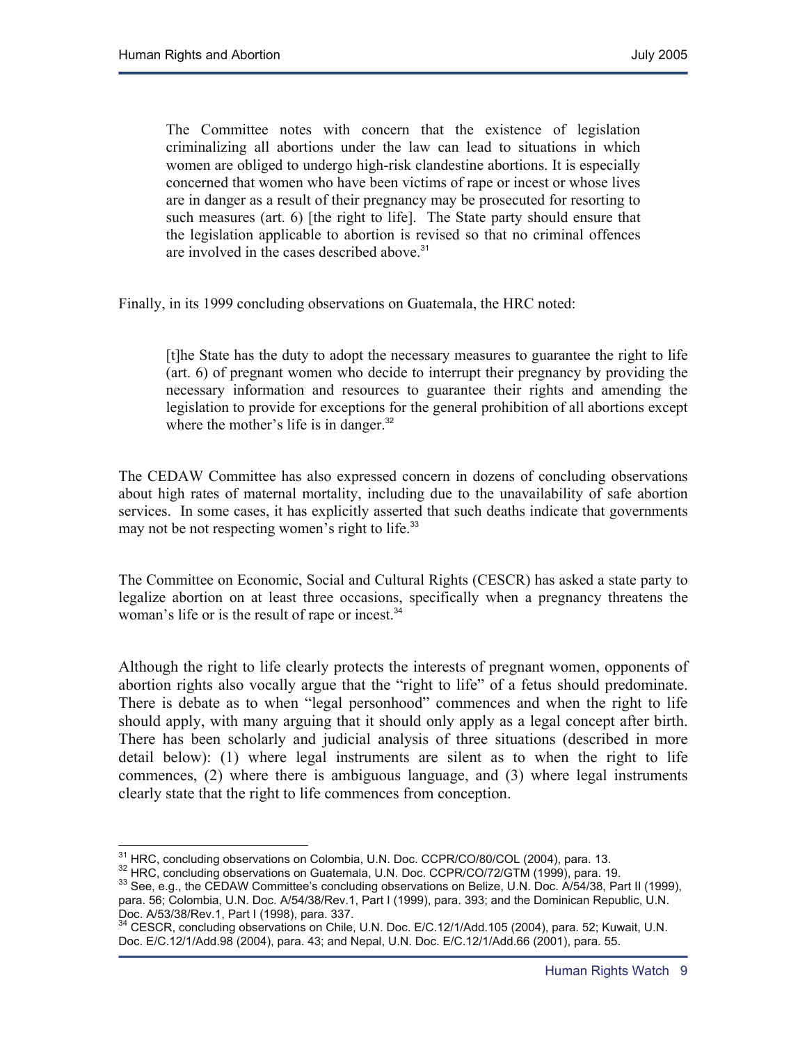> The Committee notes with concern that the existence of legislation criminalizing all abortions under the law can lead to situations in which women are obliged to undergo high-risk clandestine abortions. It is especially concerned that women who have been victims of rape or incest or whose lives are in danger as a result of their pregnancy may be prosecuted for resorting to such measures (art. 6) [the right to life]. The State party should ensure that the legislation applicable to abortion is revised so that no criminal offences are involved in the cases described above.[31]

Finally, in its 1999 concluding observations on Guatemala, the HRC noted:

> [t]he State has the duty to adopt the necessary measures to guarantee the right to life (art. 6) of pregnant women who decide to interrupt their pregnancy by providing the necessary information and resources to guarantee their rights and amending the legislation to provide for exceptions for the general prohibition of all abortions except where the mother's life is in danger.[32]

The CEDAW Committee has also expressed concern in dozens of concluding observations about high rates of maternal mortality, including due to the unavailability of safe abortion services. In some cases, it has explicitly asserted that such deaths indicate that governments may not be not respecting women's right to life.[33]

The Committee on Economic, Social and Cultural Rights (CESCR) has asked a state party to legalize abortion on at least three occasions, specifically when a pregnancy threatens the woman's life or is the result of rape or incest.[34]

Although the right to life clearly protects the interests of pregnant women, opponents of abortion rights also vocally argue that the "right to life" of a fetus should predominate. There is debate as to when "legal personhood" commences and when the right to life should apply, with many arguing that it should only apply as a legal concept after birth. There has been scholarly and judicial analysis of three situations (described in more detail below): (1) where legal instruments are silent as to when the right to life commences, (2) where there is ambiguous language, and (3) where legal instruments clearly state that the right to life commences from conception.

---

[31] HRC, concluding observations on Colombia, U.N. Doc. CCPR/CO/80/COL (2004), para. 13.

[32] HRC, concluding observations on Guatemala, U.N. Doc. CCPR/CO/72/GTM (1999), para. 19.

[33] See, e.g., the CEDAW Committee's concluding observations on Belize, U.N. Doc. A/54/38, Part II (1999), para. 56; Colombia, U.N. Doc. A/54/38/Rev.1, Part I (1999), para. 393; and the Dominican Republic, U.N. Doc. A/53/38/Rev.1, Part I (1998), para. 337.

[34] CESCR, concluding observations on Chile, U.N. Doc. E/C.12/1/Add.105 (2004), para. 52; Kuwait, U.N. Doc. E/C.12/1/Add.98 (2004), para. 43; and Nepal, U.N. Doc. E/C.12/1/Add.66 (2001), para. 55.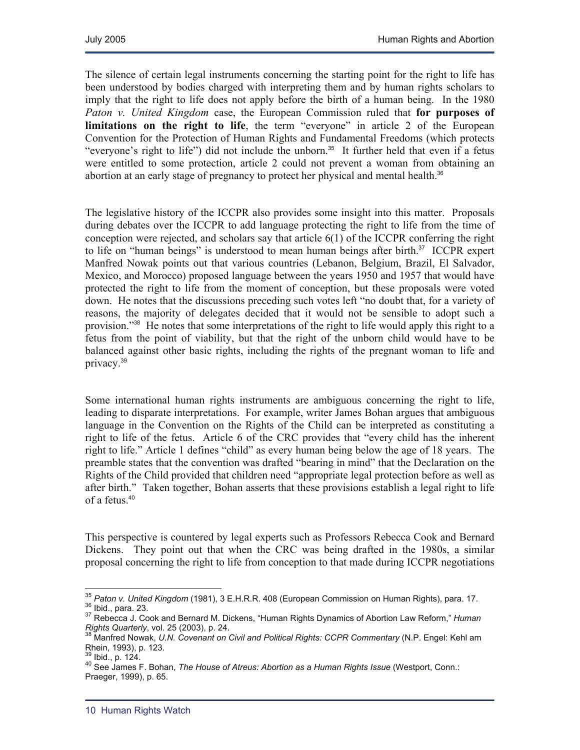The silence of certain legal instruments concerning the starting point for the right to life has been understood by bodies charged with interpreting them and by human rights scholars to imply that the right to life does not apply before the birth of a human being. In the 1980 *Paton v. United Kingdom* case, the European Commission ruled that **for purposes of limitations on the right to life**, the term "everyone" in article 2 of the European Convention for the Protection of Human Rights and Fundamental Freedoms (which protects "everyone's right to life") did not include the unborn.[35] It further held that even if a fetus were entitled to some protection, article 2 could not prevent a woman from obtaining an abortion at an early stage of pregnancy to protect her physical and mental health.[36]

The legislative history of the ICCPR also provides some insight into this matter. Proposals during debates over the ICCPR to add language protecting the right to life from the time of conception were rejected, and scholars say that article 6(1) of the ICCPR conferring the right to life on "human beings" is understood to mean human beings after birth.[37] ICCPR expert Manfred Nowak points out that various countries (Lebanon, Belgium, Brazil, El Salvador, Mexico, and Morocco) proposed language between the years 1950 and 1957 that would have protected the right to life from the moment of conception, but these proposals were voted down. He notes that the discussions preceding such votes left "no doubt that, for a variety of reasons, the majority of delegates decided that it would not be sensible to adopt such a provision."[38] He notes that some interpretations of the right to life would apply this right to a fetus from the point of viability, but that the right of the unborn child would have to be balanced against other basic rights, including the rights of the pregnant woman to life and privacy.[39]

Some international human rights instruments are ambiguous concerning the right to life, leading to disparate interpretations. For example, writer James Bohan argues that ambiguous language in the Convention on the Rights of the Child can be interpreted as constituting a right to life of the fetus. Article 6 of the CRC provides that "every child has the inherent right to life." Article 1 defines "child" as every human being below the age of 18 years. The preamble states that the convention was drafted "bearing in mind" that the Declaration on the Rights of the Child provided that children need "appropriate legal protection before as well as after birth." Taken together, Bohan asserts that these provisions establish a legal right to life of a fetus.[40]

This perspective is countered by legal experts such as Professors Rebecca Cook and Bernard Dickens. They point out that when the CRC was being drafted in the 1980s, a similar proposal concerning the right to life from conception to that made during ICCPR negotiations

---

[35] *Paton v. United Kingdom* (1981), 3 E.H.R.R. 408 (European Commission on Human Rights), para. 17.

[36] Ibid., para. 23.

[37] Rebecca J. Cook and Bernard M. Dickens, "Human Rights Dynamics of Abortion Law Reform," *Human Rights Quarterly*, vol. 25 (2003), p. 24.

[38] Manfred Nowak, *U.N. Covenant on Civil and Political Rights: CCPR Commentary* (N.P. Engel: Kehl am Rhein, 1993), p. 123.

[39] Ibid., p. 124.

[40] See James F. Bohan, *The House of Atreus: Abortion as a Human Rights Issue* (Westport, Conn.: Praeger, 1999), p. 65.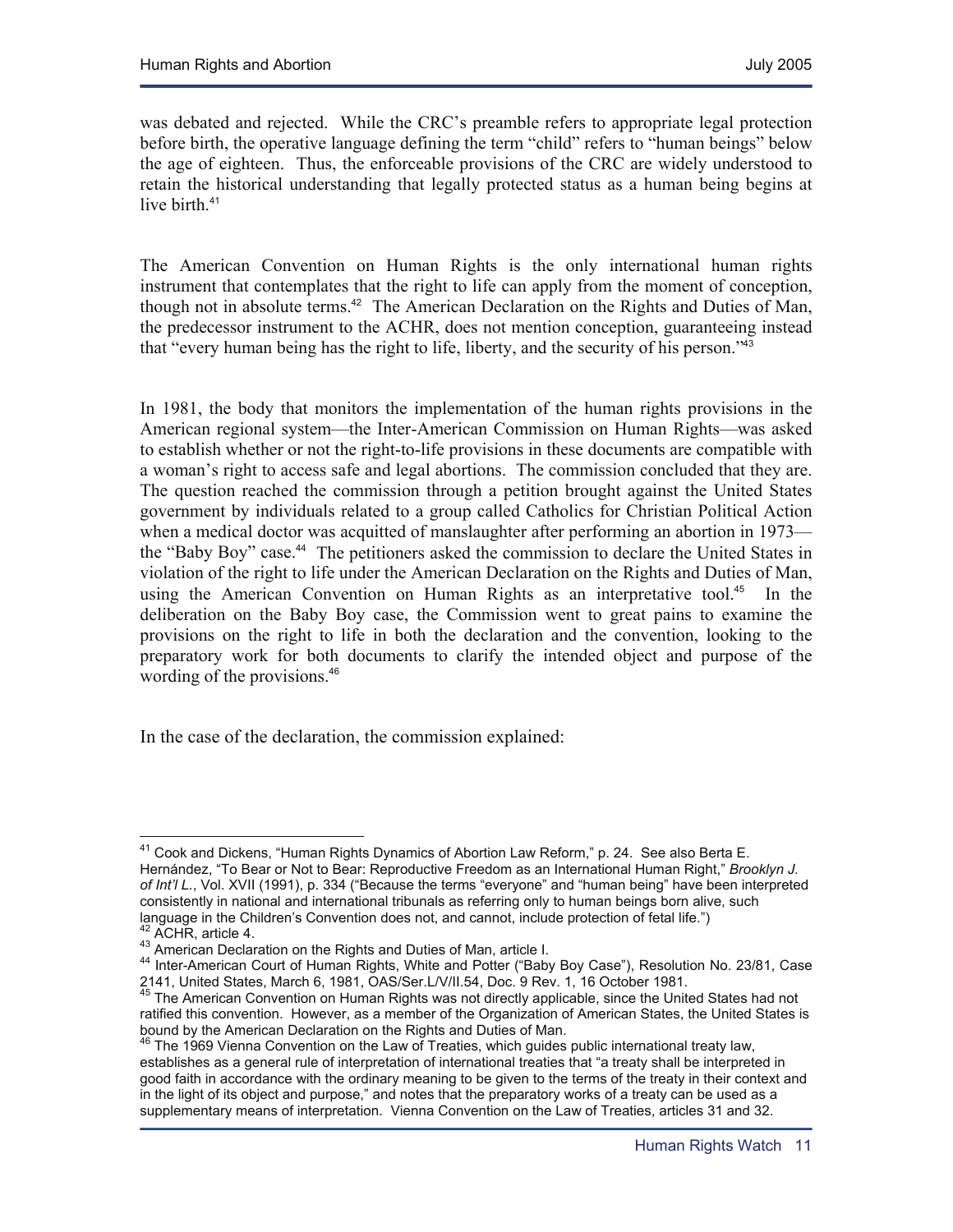was debated and rejected. While the CRC's preamble refers to appropriate legal protection before birth, the operative language defining the term "child" refers to "human beings" below the age of eighteen. Thus, the enforceable provisions of the CRC are widely understood to retain the historical understanding that legally protected status as a human being begins at live birth.[41]

The American Convention on Human Rights is the only international human rights instrument that contemplates that the right to life can apply from the moment of conception, though not in absolute terms.[42] The American Declaration on the Rights and Duties of Man, the predecessor instrument to the ACHR, does not mention conception, guaranteeing instead that "every human being has the right to life, liberty, and the security of his person."[43]

In 1981, the body that monitors the implementation of the human rights provisions in the American regional system—the Inter-American Commission on Human Rights—was asked to establish whether or not the right-to-life provisions in these documents are compatible with a woman's right to access safe and legal abortions. The commission concluded that they are. The question reached the commission through a petition brought against the United States government by individuals related to a group called Catholics for Christian Political Action when a medical doctor was acquitted of manslaughter after performing an abortion in 1973—the "Baby Boy" case.[44] The petitioners asked the commission to declare the United States in violation of the right to life under the American Declaration on the Rights and Duties of Man, using the American Convention on Human Rights as an interpretative tool.[45] In the deliberation on the Baby Boy case, the Commission went to great pains to examine the provisions on the right to life in both the declaration and the convention, looking to the preparatory work for both documents to clarify the intended object and purpose of the wording of the provisions.[46]

In the case of the declaration, the commission explained:

---

[41] Cook and Dickens, "Human Rights Dynamics of Abortion Law Reform," p. 24. See also Berta E. Hernández, "To Bear or Not to Bear: Reproductive Freedom as an International Human Right," *Brooklyn J. of Int'l L.*, Vol. XVII (1991), p. 334 ("Because the terms "everyone" and "human being" have been interpreted consistently in national and international tribunals as referring only to human beings born alive, such language in the Children's Convention does not, and cannot, include protection of fetal life.")

[42] ACHR, article 4.

[43] American Declaration on the Rights and Duties of Man, article I.

[44] Inter-American Court of Human Rights, White and Potter ("Baby Boy Case"), Resolution No. 23/81, Case 2141, United States, March 6, 1981, OAS/Ser.L/V/II.54, Doc. 9 Rev. 1, 16 October 1981.

[45] The American Convention on Human Rights was not directly applicable, since the United States had not ratified this convention. However, as a member of the Organization of American States, the United States is bound by the American Declaration on the Rights and Duties of Man.

[46] The 1969 Vienna Convention on the Law of Treaties, which guides public international treaty law, establishes as a general rule of interpretation of international treaties that "a treaty shall be interpreted in good faith in accordance with the ordinary meaning to be given to the terms of the treaty in their context and in the light of its object and purpose," and notes that the preparatory works of a treaty can be used as a supplementary means of interpretation. Vienna Convention on the Law of Treaties, articles 31 and 32.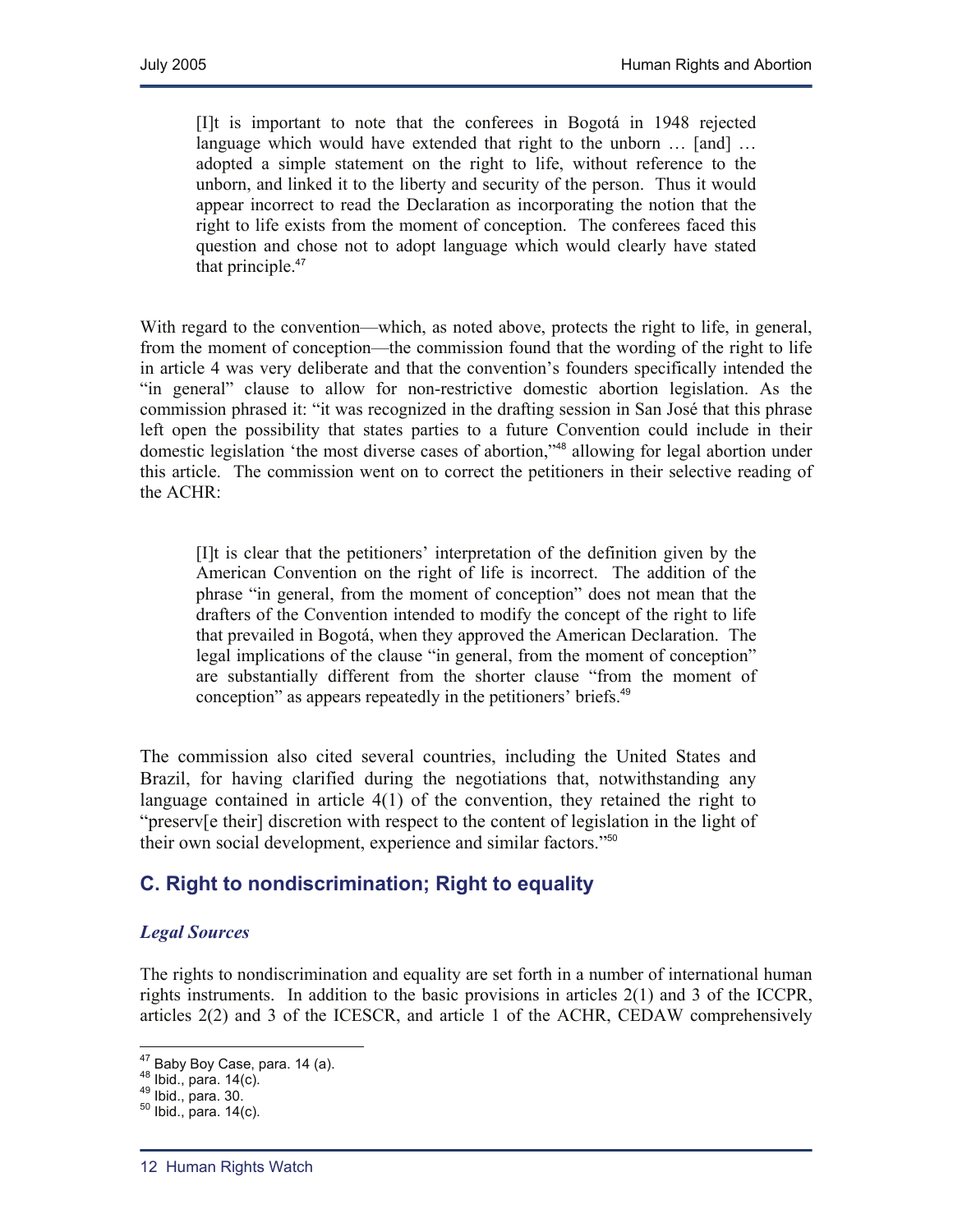> [I]t is important to note that the conferees in Bogotá in 1948 rejected language which would have extended that right to the unborn … [and] … adopted a simple statement on the right to life, without reference to the unborn, and linked it to the liberty and security of the person. Thus it would appear incorrect to read the Declaration as incorporating the notion that the right to life exists from the moment of conception. The conferees faced this question and chose not to adopt language which would clearly have stated that principle.[47]

With regard to the convention—which, as noted above, protects the right to life, in general, from the moment of conception—the commission found that the wording of the right to life in article 4 was very deliberate and that the convention's founders specifically intended the "in general" clause to allow for non-restrictive domestic abortion legislation. As the commission phrased it: "it was recognized in the drafting session in San José that this phrase left open the possibility that states parties to a future Convention could include in their domestic legislation 'the most diverse cases of abortion,'"[48] allowing for legal abortion under this article. The commission went on to correct the petitioners in their selective reading of the ACHR:

> [I]t is clear that the petitioners' interpretation of the definition given by the American Convention on the right of life is incorrect. The addition of the phrase "in general, from the moment of conception" does not mean that the drafters of the Convention intended to modify the concept of the right to life that prevailed in Bogotá, when they approved the American Declaration. The legal implications of the clause "in general, from the moment of conception" are substantially different from the shorter clause "from the moment of conception" as appears repeatedly in the petitioners' briefs.[49]

The commission also cited several countries, including the United States and Brazil, for having clarified during the negotiations that, notwithstanding any language contained in article 4(1) of the convention, they retained the right to "preserv[e their] discretion with respect to the content of legislation in the light of their own social development, experience and similar factors."[50]

## C. Right to nondiscrimination; Right to equality

### *Legal Sources*

The rights to nondiscrimination and equality are set forth in a number of international human rights instruments. In addition to the basic provisions in articles 2(1) and 3 of the ICCPR, articles 2(2) and 3 of the ICESCR, and article 1 of the ACHR, CEDAW comprehensively

---

[47] Baby Boy Case, para. 14 (a).
[48] Ibid., para. 14(c).
[49] Ibid., para. 30.
[50] Ibid., para. 14(c).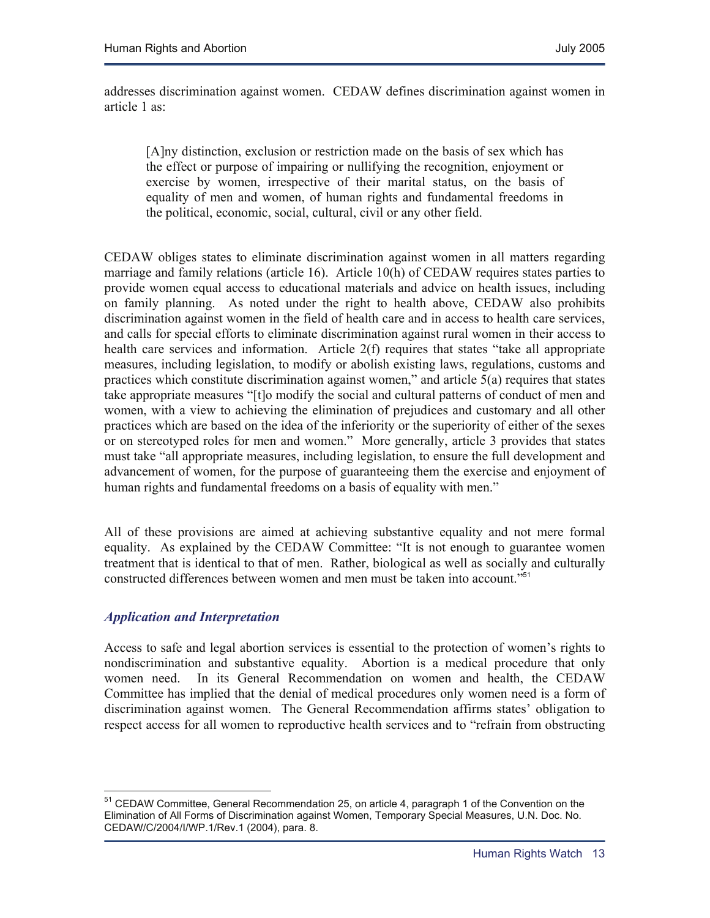addresses discrimination against women. CEDAW defines discrimination against women in article 1 as:

> [A]ny distinction, exclusion or restriction made on the basis of sex which has the effect or purpose of impairing or nullifying the recognition, enjoyment or exercise by women, irrespective of their marital status, on the basis of equality of men and women, of human rights and fundamental freedoms in the political, economic, social, cultural, civil or any other field.

CEDAW obliges states to eliminate discrimination against women in all matters regarding marriage and family relations (article 16). Article 10(h) of CEDAW requires states parties to provide women equal access to educational materials and advice on health issues, including on family planning. As noted under the right to health above, CEDAW also prohibits discrimination against women in the field of health care and in access to health care services, and calls for special efforts to eliminate discrimination against rural women in their access to health care services and information. Article 2(f) requires that states "take all appropriate measures, including legislation, to modify or abolish existing laws, regulations, customs and practices which constitute discrimination against women," and article 5(a) requires that states take appropriate measures "[t]o modify the social and cultural patterns of conduct of men and women, with a view to achieving the elimination of prejudices and customary and all other practices which are based on the idea of the inferiority or the superiority of either of the sexes or on stereotyped roles for men and women." More generally, article 3 provides that states must take "all appropriate measures, including legislation, to ensure the full development and advancement of women, for the purpose of guaranteeing them the exercise and enjoyment of human rights and fundamental freedoms on a basis of equality with men."

All of these provisions are aimed at achieving substantive equality and not mere formal equality. As explained by the CEDAW Committee: "It is not enough to guarantee women treatment that is identical to that of men. Rather, biological as well as socially and culturally constructed differences between women and men must be taken into account."[51]

### *Application and Interpretation*

Access to safe and legal abortion services is essential to the protection of women's rights to nondiscrimination and substantive equality. Abortion is a medical procedure that only women need. In its General Recommendation on women and health, the CEDAW Committee has implied that the denial of medical procedures only women need is a form of discrimination against women. The General Recommendation affirms states' obligation to respect access for all women to reproductive health services and to "refrain from obstructing

[51] CEDAW Committee, General Recommendation 25, on article 4, paragraph 1 of the Convention on the Elimination of All Forms of Discrimination against Women, Temporary Special Measures, U.N. Doc. No. CEDAW/C/2004/I/WP.1/Rev.1 (2004), para. 8.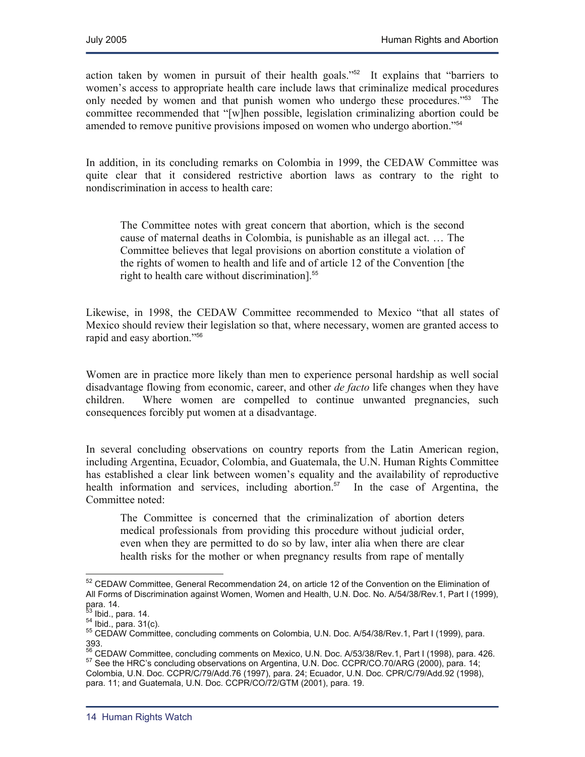action taken by women in pursuit of their health goals."[52] It explains that "barriers to women's access to appropriate health care include laws that criminalize medical procedures only needed by women and that punish women who undergo these procedures."[53] The committee recommended that "[w]hen possible, legislation criminalizing abortion could be amended to remove punitive provisions imposed on women who undergo abortion."[54]

In addition, in its concluding remarks on Colombia in 1999, the CEDAW Committee was quite clear that it considered restrictive abortion laws as contrary to the right to nondiscrimination in access to health care:

> The Committee notes with great concern that abortion, which is the second cause of maternal deaths in Colombia, is punishable as an illegal act. … The Committee believes that legal provisions on abortion constitute a violation of the rights of women to health and life and of article 12 of the Convention [the right to health care without discrimination].[55]

Likewise, in 1998, the CEDAW Committee recommended to Mexico "that all states of Mexico should review their legislation so that, where necessary, women are granted access to rapid and easy abortion."[56]

Women are in practice more likely than men to experience personal hardship as well social disadvantage flowing from economic, career, and other *de facto* life changes when they have children. Where women are compelled to continue unwanted pregnancies, such consequences forcibly put women at a disadvantage.

In several concluding observations on country reports from the Latin American region, including Argentina, Ecuador, Colombia, and Guatemala, the U.N. Human Rights Committee has established a clear link between women's equality and the availability of reproductive health information and services, including abortion.[57] In the case of Argentina, the Committee noted:

> The Committee is concerned that the criminalization of abortion deters medical professionals from providing this procedure without judicial order, even when they are permitted to do so by law, inter alia when there are clear health risks for the mother or when pregnancy results from rape of mentally

---

[52] CEDAW Committee, General Recommendation 24, on article 12 of the Convention on the Elimination of All Forms of Discrimination against Women, Women and Health, U.N. Doc. No. A/54/38/Rev.1, Part I (1999), para. 14.

[53] Ibid., para. 14.

[54] Ibid., para. 31(c).

[55] CEDAW Committee, concluding comments on Colombia, U.N. Doc. A/54/38/Rev.1, Part I (1999), para. 393.

[56] CEDAW Committee, concluding comments on Mexico, U.N. Doc. A/53/38/Rev.1, Part I (1998), para. 426.

[57] See the HRC's concluding observations on Argentina, U.N. Doc. CCPR/CO.70/ARG (2000), para. 14; Colombia, U.N. Doc. CCPR/C/79/Add.76 (1997), para. 24; Ecuador, U.N. Doc. CPR/C/79/Add.92 (1998), para. 11; and Guatemala, U.N. Doc. CCPR/CO/72/GTM (2001), para. 19.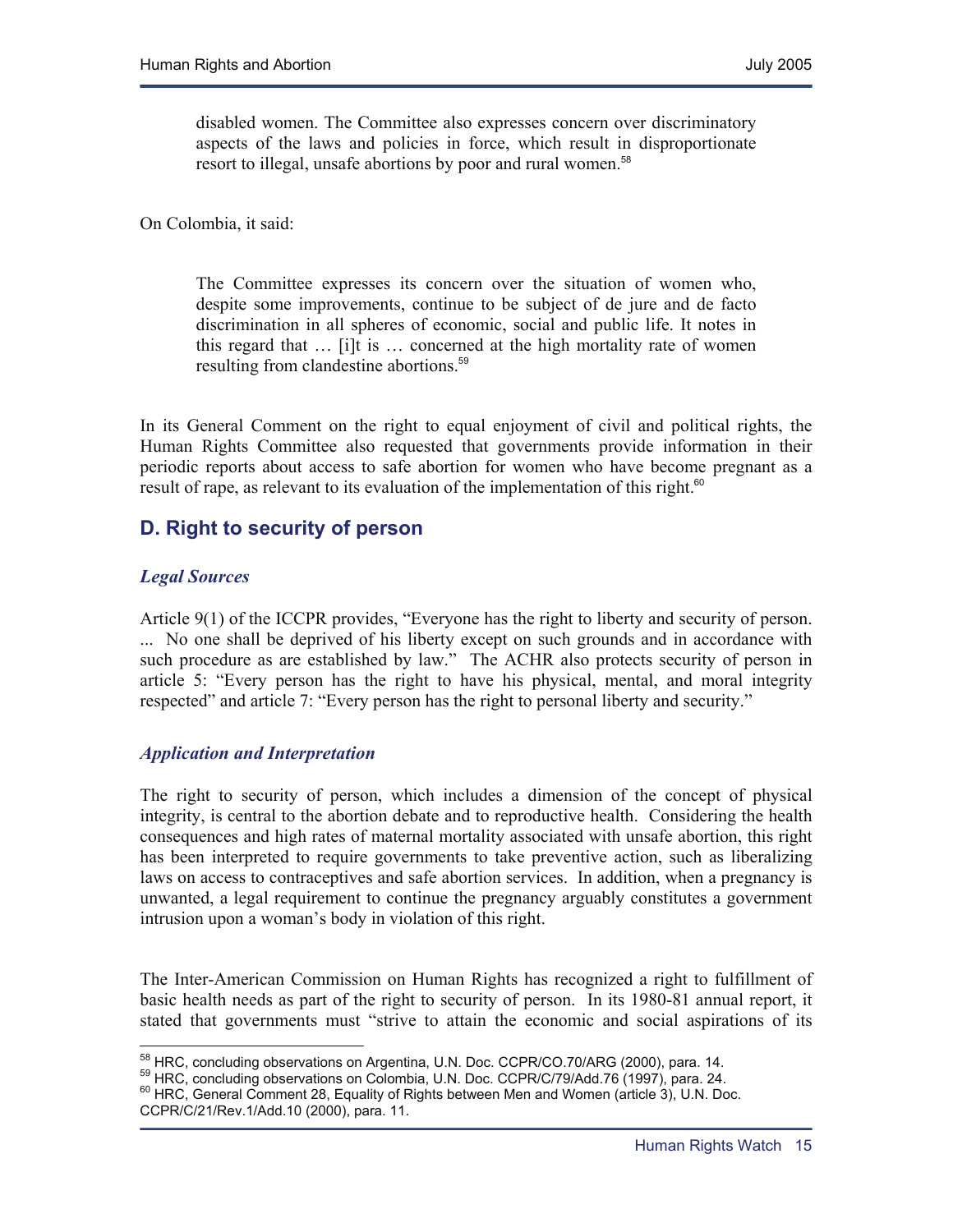> disabled women. The Committee also expresses concern over discriminatory aspects of the laws and policies in force, which result in disproportionate resort to illegal, unsafe abortions by poor and rural women.[58]

On Colombia, it said:

> The Committee expresses its concern over the situation of women who, despite some improvements, continue to be subject of de jure and de facto discrimination in all spheres of economic, social and public life. It notes in this regard that … [i]t is … concerned at the high mortality rate of women resulting from clandestine abortions.[59]

In its General Comment on the right to equal enjoyment of civil and political rights, the Human Rights Committee also requested that governments provide information in their periodic reports about access to safe abortion for women who have become pregnant as a result of rape, as relevant to its evaluation of the implementation of this right.[60]

## D. Right to security of person

### *Legal Sources*

Article 9(1) of the ICCPR provides, "Everyone has the right to liberty and security of person. ... No one shall be deprived of his liberty except on such grounds and in accordance with such procedure as are established by law." The ACHR also protects security of person in article 5: "Every person has the right to have his physical, mental, and moral integrity respected" and article 7: "Every person has the right to personal liberty and security."

### *Application and Interpretation*

The right to security of person, which includes a dimension of the concept of physical integrity, is central to the abortion debate and to reproductive health. Considering the health consequences and high rates of maternal mortality associated with unsafe abortion, this right has been interpreted to require governments to take preventive action, such as liberalizing laws on access to contraceptives and safe abortion services. In addition, when a pregnancy is unwanted, a legal requirement to continue the pregnancy arguably constitutes a government intrusion upon a woman's body in violation of this right.

The Inter-American Commission on Human Rights has recognized a right to fulfillment of basic health needs as part of the right to security of person. In its 1980-81 annual report, it stated that governments must "strive to attain the economic and social aspirations of its

---

[58] HRC, concluding observations on Argentina, U.N. Doc. CCPR/CO.70/ARG (2000), para. 14.

[59] HRC, concluding observations on Colombia, U.N. Doc. CCPR/C/79/Add.76 (1997), para. 24.

[60] HRC, General Comment 28, Equality of Rights between Men and Women (article 3), U.N. Doc. CCPR/C/21/Rev.1/Add.10 (2000), para. 11.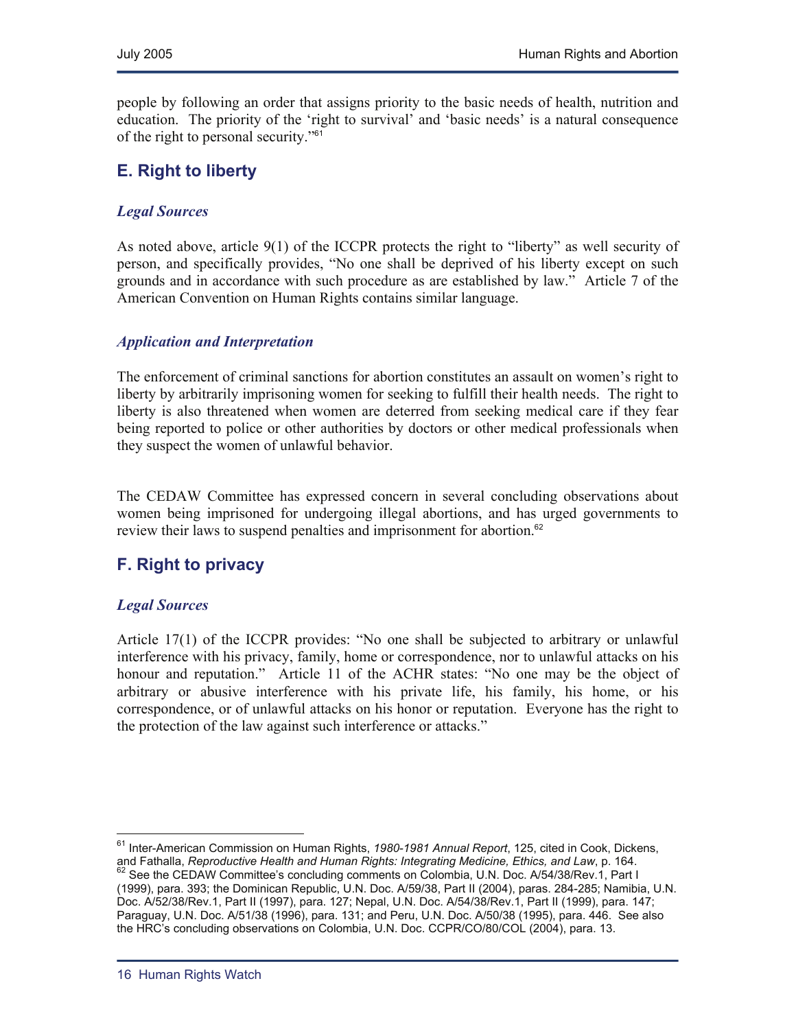people by following an order that assigns priority to the basic needs of health, nutrition and education. The priority of the 'right to survival' and 'basic needs' is a natural consequence of the right to personal security."[61]

## E. Right to liberty

### *Legal Sources*

As noted above, article 9(1) of the ICCPR protects the right to "liberty" as well security of person, and specifically provides, "No one shall be deprived of his liberty except on such grounds and in accordance with such procedure as are established by law." Article 7 of the American Convention on Human Rights contains similar language.

### *Application and Interpretation*

The enforcement of criminal sanctions for abortion constitutes an assault on women's right to liberty by arbitrarily imprisoning women for seeking to fulfill their health needs. The right to liberty is also threatened when women are deterred from seeking medical care if they fear being reported to police or other authorities by doctors or other medical professionals when they suspect the women of unlawful behavior.

The CEDAW Committee has expressed concern in several concluding observations about women being imprisoned for undergoing illegal abortions, and has urged governments to review their laws to suspend penalties and imprisonment for abortion.[62]

## F. Right to privacy

### *Legal Sources*

Article 17(1) of the ICCPR provides: "No one shall be subjected to arbitrary or unlawful interference with his privacy, family, home or correspondence, nor to unlawful attacks on his honour and reputation." Article 11 of the ACHR states: "No one may be the object of arbitrary or abusive interference with his private life, his family, his home, or his correspondence, or of unlawful attacks on his honor or reputation. Everyone has the right to the protection of the law against such interference or attacks."

---

[61] Inter-American Commission on Human Rights, *1980-1981 Annual Report*, 125, cited in Cook, Dickens, and Fathalla, *Reproductive Health and Human Rights: Integrating Medicine, Ethics, and Law*, p. 164.

[62] See the CEDAW Committee's concluding comments on Colombia, U.N. Doc. A/54/38/Rev.1, Part I (1999), para. 393; the Dominican Republic, U.N. Doc. A/59/38, Part II (2004), paras. 284-285; Namibia, U.N. Doc. A/52/38/Rev.1, Part II (1997), para. 127; Nepal, U.N. Doc. A/54/38/Rev.1, Part II (1999), para. 147; Paraguay, U.N. Doc. A/51/38 (1996), para. 131; and Peru, U.N. Doc. A/50/38 (1995), para. 446. See also the HRC's concluding observations on Colombia, U.N. Doc. CCPR/CO/80/COL (2004), para. 13.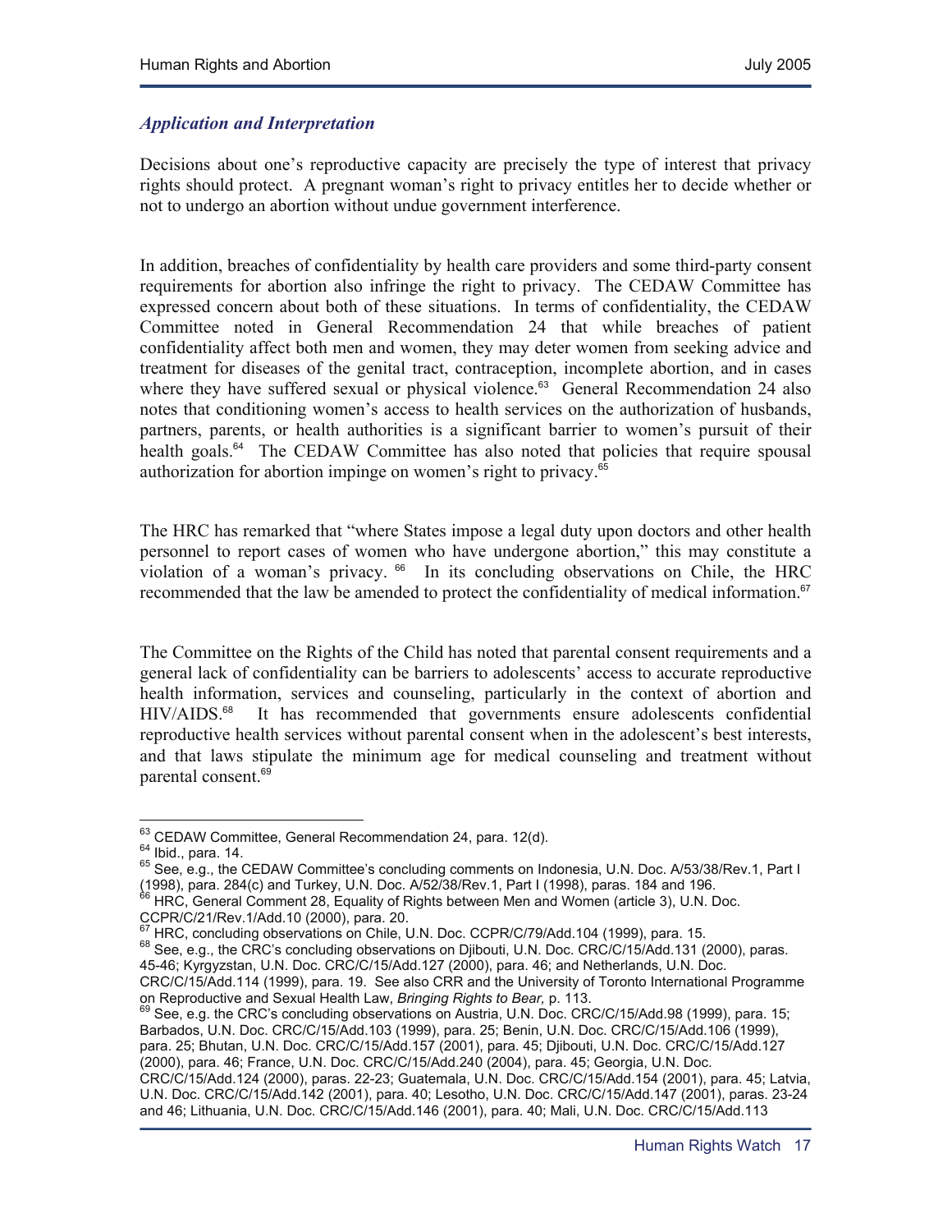### *Application and Interpretation*

Decisions about one's reproductive capacity are precisely the type of interest that privacy rights should protect. A pregnant woman's right to privacy entitles her to decide whether or not to undergo an abortion without undue government interference.

In addition, breaches of confidentiality by health care providers and some third-party consent requirements for abortion also infringe the right to privacy. The CEDAW Committee has expressed concern about both of these situations. In terms of confidentiality, the CEDAW Committee noted in General Recommendation 24 that while breaches of patient confidentiality affect both men and women, they may deter women from seeking advice and treatment for diseases of the genital tract, contraception, incomplete abortion, and in cases where they have suffered sexual or physical violence.[63] General Recommendation 24 also notes that conditioning women's access to health services on the authorization of husbands, partners, parents, or health authorities is a significant barrier to women's pursuit of their health goals.[64] The CEDAW Committee has also noted that policies that require spousal authorization for abortion impinge on women's right to privacy.[65]

The HRC has remarked that "where States impose a legal duty upon doctors and other health personnel to report cases of women who have undergone abortion," this may constitute a violation of a woman's privacy.[66] In its concluding observations on Chile, the HRC recommended that the law be amended to protect the confidentiality of medical information.[67]

The Committee on the Rights of the Child has noted that parental consent requirements and a general lack of confidentiality can be barriers to adolescents' access to accurate reproductive health information, services and counseling, particularly in the context of abortion and HIV/AIDS.[68] It has recommended that governments ensure adolescents confidential reproductive health services without parental consent when in the adolescent's best interests, and that laws stipulate the minimum age for medical counseling and treatment without parental consent.[69]

---

[63] CEDAW Committee, General Recommendation 24, para. 12(d).

[64] Ibid., para. 14.

[65] See, e.g., the CEDAW Committee's concluding comments on Indonesia, U.N. Doc. A/53/38/Rev.1, Part I (1998), para. 284(c) and Turkey, U.N. Doc. A/52/38/Rev.1, Part I (1998), paras. 184 and 196.

[66] HRC, General Comment 28, Equality of Rights between Men and Women (article 3), U.N. Doc. CCPR/C/21/Rev.1/Add.10 (2000), para. 20.

[67] HRC, concluding observations on Chile, U.N. Doc. CCPR/C/79/Add.104 (1999), para. 15.

[68] See, e.g., the CRC's concluding observations on Djibouti, U.N. Doc. CRC/C/15/Add.131 (2000), paras. 45-46; Kyrgyzstan, U.N. Doc. CRC/C/15/Add.127 (2000), para. 46; and Netherlands, U.N. Doc. CRC/C/15/Add.114 (1999), para. 19. See also CRR and the University of Toronto International Programme on Reproductive and Sexual Health Law, *Bringing Rights to Bear,* p. 113.

[69] See, e.g. the CRC's concluding observations on Austria, U.N. Doc. CRC/C/15/Add.98 (1999), para. 15; Barbados, U.N. Doc. CRC/C/15/Add.103 (1999), para. 25; Benin, U.N. Doc. CRC/C/15/Add.106 (1999), para. 25; Bhutan, U.N. Doc. CRC/C/15/Add.157 (2001), para. 45; Djibouti, U.N. Doc. CRC/C/15/Add.127 (2000), para. 46; France, U.N. Doc. CRC/C/15/Add.240 (2004), para. 45; Georgia, U.N. Doc. CRC/C/15/Add.124 (2000), paras. 22-23; Guatemala, U.N. Doc. CRC/C/15/Add.154 (2001), para. 45; Latvia, U.N. Doc. CRC/C/15/Add.142 (2001), para. 40; Lesotho, U.N. Doc. CRC/C/15/Add.147 (2001), paras. 23-24 and 46; Lithuania, U.N. Doc. CRC/C/15/Add.146 (2001), para. 40; Mali, U.N. Doc. CRC/C/15/Add.113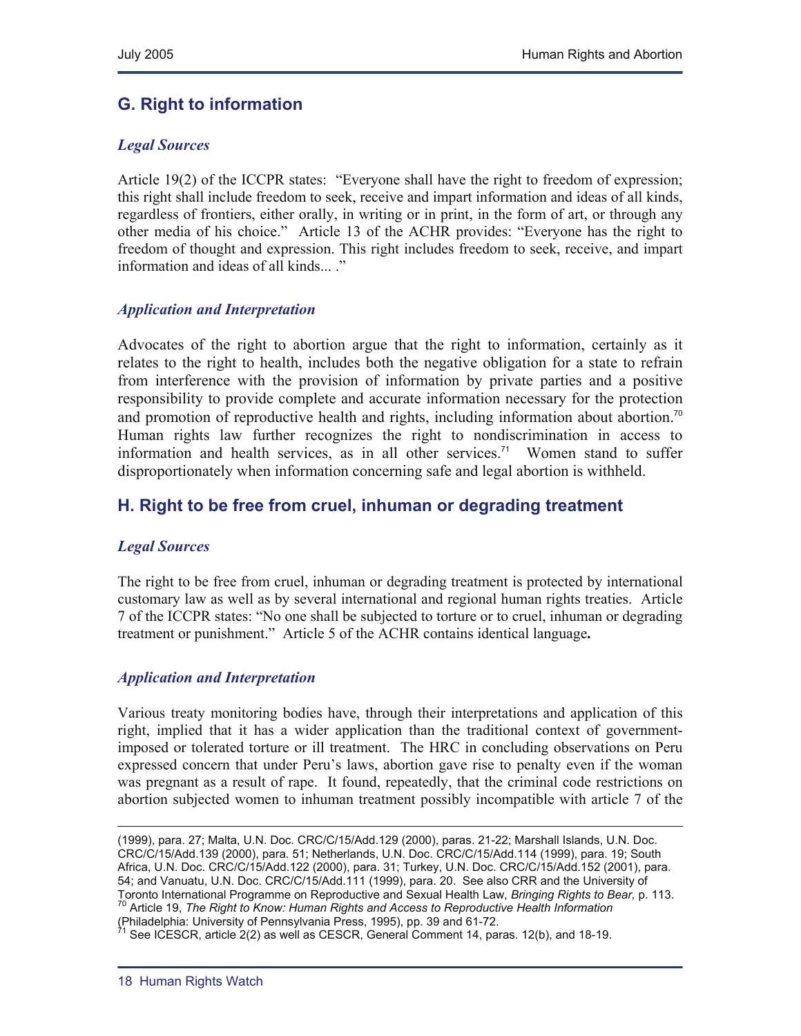## G. Right to information

### *Legal Sources*

Article 19(2) of the ICCPR states: "Everyone shall have the right to freedom of expression; this right shall include freedom to seek, receive and impart information and ideas of all kinds, regardless of frontiers, either orally, in writing or in print, in the form of art, or through any other media of his choice." Article 13 of the ACHR provides: "Everyone has the right to freedom of thought and expression. This right includes freedom to seek, receive, and impart information and ideas of all kinds... ."

### *Application and Interpretation*

Advocates of the right to abortion argue that the right to information, certainly as it relates to the right to health, includes both the negative obligation for a state to refrain from interference with the provision of information by private parties and a positive responsibility to provide complete and accurate information necessary for the protection and promotion of reproductive health and rights, including information about abortion.[70] Human rights law further recognizes the right to nondiscrimination in access to information and health services, as in all other services.[71] Women stand to suffer disproportionately when information concerning safe and legal abortion is withheld.

## H. Right to be free from cruel, inhuman or degrading treatment

### *Legal Sources*

The right to be free from cruel, inhuman or degrading treatment is protected by international customary law as well as by several international and regional human rights treaties. Article 7 of the ICCPR states: "No one shall be subjected to torture or to cruel, inhuman or degrading treatment or punishment." Article 5 of the ACHR contains identical language**.**

### *Application and Interpretation*

Various treaty monitoring bodies have, through their interpretations and application of this right, implied that it has a wider application than the traditional context of government-imposed or tolerated torture or ill treatment. The HRC in concluding observations on Peru expressed concern that under Peru's laws, abortion gave rise to penalty even if the woman was pregnant as a result of rape. It found, repeatedly, that the criminal code restrictions on abortion subjected women to inhuman treatment possibly incompatible with article 7 of the

---

(1999), para. 27; Malta, U.N. Doc. CRC/C/15/Add.129 (2000), paras. 21-22; Marshall Islands, U.N. Doc. CRC/C/15/Add.139 (2000), para. 51; Netherlands, U.N. Doc. CRC/C/15/Add.114 (1999), para. 19; South Africa, U.N. Doc. CRC/C/15/Add.122 (2000), para. 31; Turkey, U.N. Doc. CRC/C/15/Add.152 (2001), para. 54; and Vanuatu, U.N. Doc. CRC/C/15/Add.111 (1999), para. 20. See also CRR and the University of Toronto International Programme on Reproductive and Sexual Health Law, *Bringing Rights to Bear,* p. 113.

[70] Article 19, *The Right to Know: Human Rights and Access to Reproductive Health Information* (Philadelphia: University of Pennsylvania Press, 1995), pp. 39 and 61-72.

[71] See ICESCR, article 2(2) as well as CESCR, General Comment 14, paras. 12(b), and 18-19.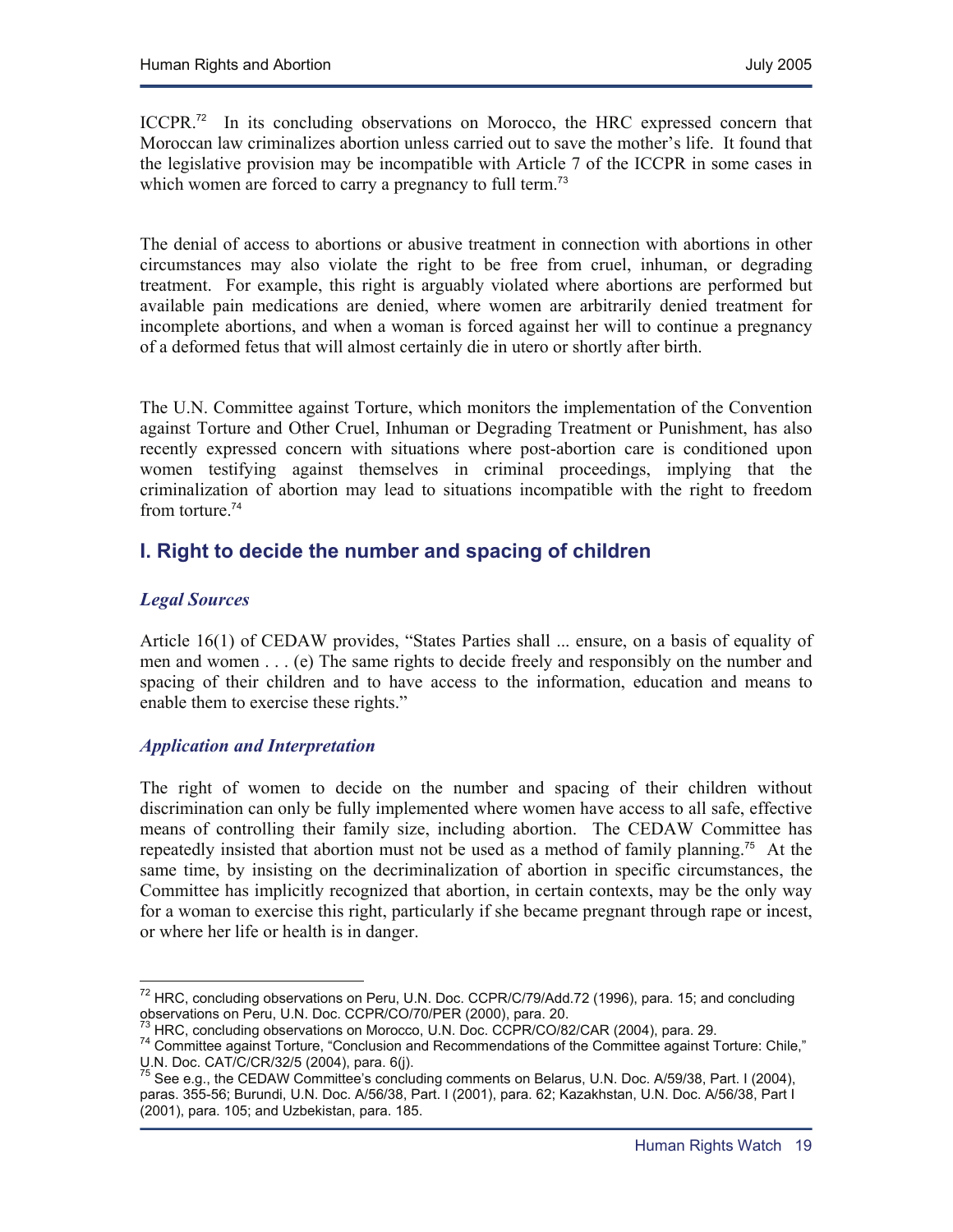ICCPR.[72] In its concluding observations on Morocco, the HRC expressed concern that Moroccan law criminalizes abortion unless carried out to save the mother's life. It found that the legislative provision may be incompatible with Article 7 of the ICCPR in some cases in which women are forced to carry a pregnancy to full term.[73]

The denial of access to abortions or abusive treatment in connection with abortions in other circumstances may also violate the right to be free from cruel, inhuman, or degrading treatment. For example, this right is arguably violated where abortions are performed but available pain medications are denied, where women are arbitrarily denied treatment for incomplete abortions, and when a woman is forced against her will to continue a pregnancy of a deformed fetus that will almost certainly die in utero or shortly after birth.

The U.N. Committee against Torture, which monitors the implementation of the Convention against Torture and Other Cruel, Inhuman or Degrading Treatment or Punishment, has also recently expressed concern with situations where post-abortion care is conditioned upon women testifying against themselves in criminal proceedings, implying that the criminalization of abortion may lead to situations incompatible with the right to freedom from torture.[74]

## I. Right to decide the number and spacing of children

### *Legal Sources*

Article 16(1) of CEDAW provides, "States Parties shall ... ensure, on a basis of equality of men and women . . . (e) The same rights to decide freely and responsibly on the number and spacing of their children and to have access to the information, education and means to enable them to exercise these rights."

### *Application and Interpretation*

The right of women to decide on the number and spacing of their children without discrimination can only be fully implemented where women have access to all safe, effective means of controlling their family size, including abortion. The CEDAW Committee has repeatedly insisted that abortion must not be used as a method of family planning.[75] At the same time, by insisting on the decriminalization of abortion in specific circumstances, the Committee has implicitly recognized that abortion, in certain contexts, may be the only way for a woman to exercise this right, particularly if she became pregnant through rape or incest, or where her life or health is in danger.

---

[72] HRC, concluding observations on Peru, U.N. Doc. CCPR/C/79/Add.72 (1996), para. 15; and concluding observations on Peru, U.N. Doc. CCPR/CO/70/PER (2000), para. 20.

[73] HRC, concluding observations on Morocco, U.N. Doc. CCPR/CO/82/CAR (2004), para. 29.

[74] Committee against Torture, "Conclusion and Recommendations of the Committee against Torture: Chile," U.N. Doc. CAT/C/CR/32/5 (2004), para. 6(j).

[75] See e.g., the CEDAW Committee's concluding comments on Belarus, U.N. Doc. A/59/38, Part. I (2004), paras. 355-56; Burundi, U.N. Doc. A/56/38, Part. I (2001), para. 62; Kazakhstan, U.N. Doc. A/56/38, Part I (2001), para. 105; and Uzbekistan, para. 185.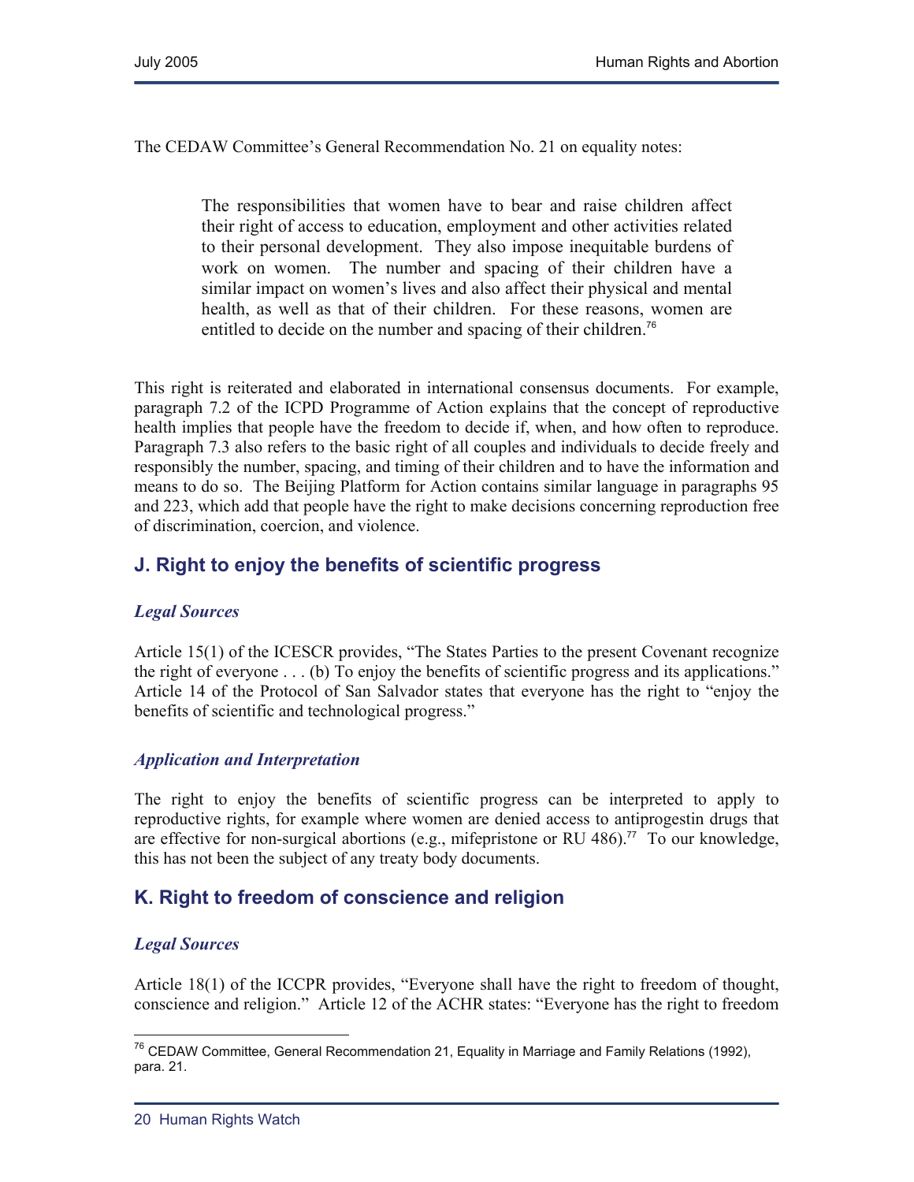The CEDAW Committee's General Recommendation No. 21 on equality notes:

> The responsibilities that women have to bear and raise children affect their right of access to education, employment and other activities related to their personal development. They also impose inequitable burdens of work on women. The number and spacing of their children have a similar impact on women's lives and also affect their physical and mental health, as well as that of their children. For these reasons, women are entitled to decide on the number and spacing of their children.[76]

This right is reiterated and elaborated in international consensus documents. For example, paragraph 7.2 of the ICPD Programme of Action explains that the concept of reproductive health implies that people have the freedom to decide if, when, and how often to reproduce. Paragraph 7.3 also refers to the basic right of all couples and individuals to decide freely and responsibly the number, spacing, and timing of their children and to have the information and means to do so. The Beijing Platform for Action contains similar language in paragraphs 95 and 223, which add that people have the right to make decisions concerning reproduction free of discrimination, coercion, and violence.

## J. Right to enjoy the benefits of scientific progress

### *Legal Sources*

Article 15(1) of the ICESCR provides, "The States Parties to the present Covenant recognize the right of everyone . . . (b) To enjoy the benefits of scientific progress and its applications." Article 14 of the Protocol of San Salvador states that everyone has the right to "enjoy the benefits of scientific and technological progress."

### *Application and Interpretation*

The right to enjoy the benefits of scientific progress can be interpreted to apply to reproductive rights, for example where women are denied access to antiprogestin drugs that are effective for non-surgical abortions (e.g., mifepristone or RU 486).[77] To our knowledge, this has not been the subject of any treaty body documents.

## K. Right to freedom of conscience and religion

### *Legal Sources*

Article 18(1) of the ICCPR provides, "Everyone shall have the right to freedom of thought, conscience and religion." Article 12 of the ACHR states: "Everyone has the right to freedom

---

[76] CEDAW Committee, General Recommendation 21, Equality in Marriage and Family Relations (1992), para. 21.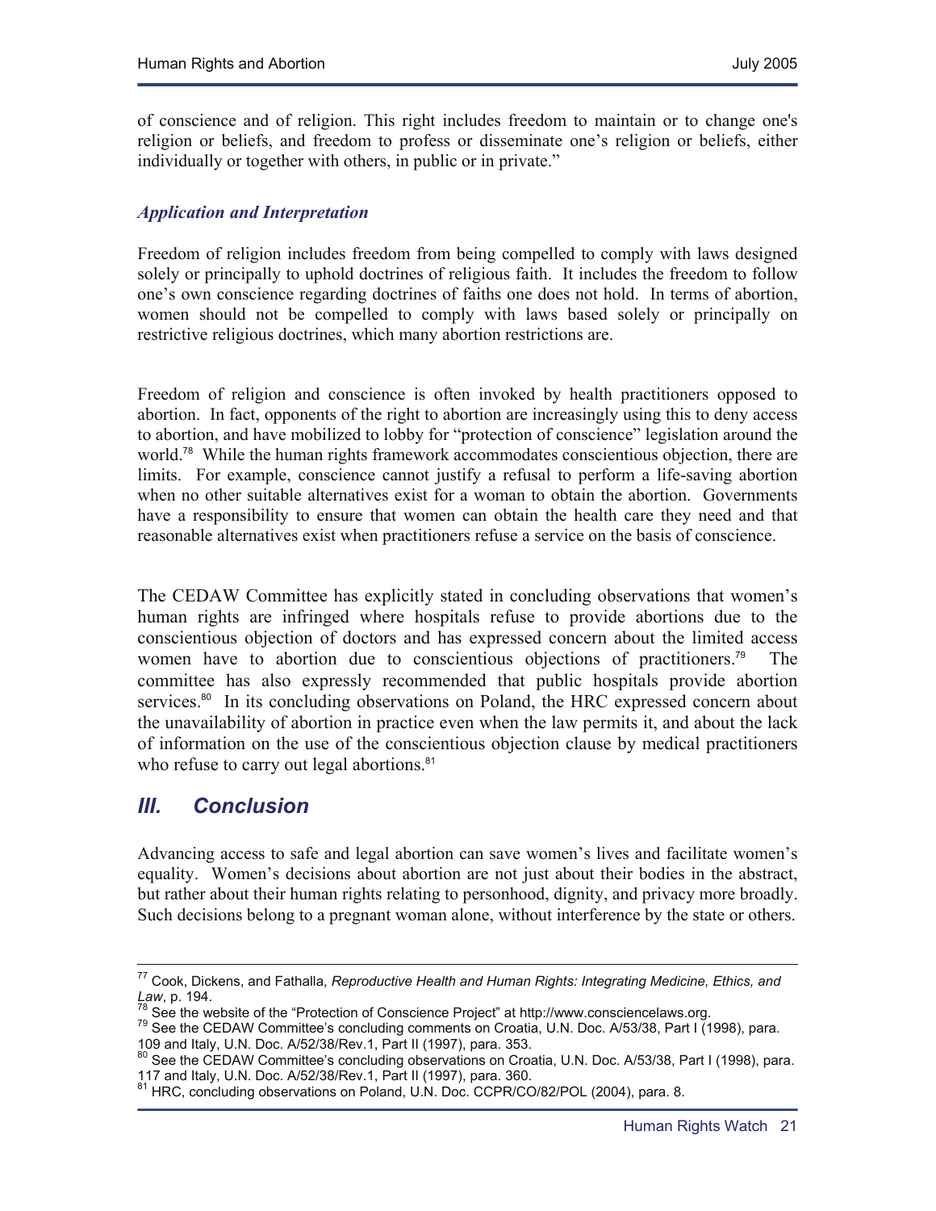of conscience and of religion. This right includes freedom to maintain or to change one's religion or beliefs, and freedom to profess or disseminate one's religion or beliefs, either individually or together with others, in public or in private."

### *Application and Interpretation*

Freedom of religion includes freedom from being compelled to comply with laws designed solely or principally to uphold doctrines of religious faith. It includes the freedom to follow one's own conscience regarding doctrines of faiths one does not hold. In terms of abortion, women should not be compelled to comply with laws based solely or principally on restrictive religious doctrines, which many abortion restrictions are.

Freedom of religion and conscience is often invoked by health practitioners opposed to abortion. In fact, opponents of the right to abortion are increasingly using this to deny access to abortion, and have mobilized to lobby for "protection of conscience" legislation around the world.[78] While the human rights framework accommodates conscientious objection, there are limits. For example, conscience cannot justify a refusal to perform a life-saving abortion when no other suitable alternatives exist for a woman to obtain the abortion. Governments have a responsibility to ensure that women can obtain the health care they need and that reasonable alternatives exist when practitioners refuse a service on the basis of conscience.

The CEDAW Committee has explicitly stated in concluding observations that women's human rights are infringed where hospitals refuse to provide abortions due to the conscientious objection of doctors and has expressed concern about the limited access women have to abortion due to conscientious objections of practitioners.[79] The committee has also expressly recommended that public hospitals provide abortion services.[80] In its concluding observations on Poland, the HRC expressed concern about the unavailability of abortion in practice even when the law permits it, and about the lack of information on the use of the conscientious objection clause by medical practitioners who refuse to carry out legal abortions.[81]

## *III. Conclusion*

Advancing access to safe and legal abortion can save women's lives and facilitate women's equality. Women's decisions about abortion are not just about their bodies in the abstract, but rather about their human rights relating to personhood, dignity, and privacy more broadly. Such decisions belong to a pregnant woman alone, without interference by the state or others.

---

[77] Cook, Dickens, and Fathalla, *Reproductive Health and Human Rights: Integrating Medicine, Ethics, and Law*, p. 194.

[78] See the website of the "Protection of Conscience Project" at http://www.consciencelaws.org.

[79] See the CEDAW Committee's concluding comments on Croatia, U.N. Doc. A/53/38, Part I (1998), para. 109 and Italy, U.N. Doc. A/52/38/Rev.1, Part II (1997), para. 353.

[80] See the CEDAW Committee's concluding observations on Croatia, U.N. Doc. A/53/38, Part I (1998), para. 117 and Italy, U.N. Doc. A/52/38/Rev.1, Part II (1997), para. 360.

[81] HRC, concluding observations on Poland, U.N. Doc. CCPR/CO/82/POL (2004), para. 8.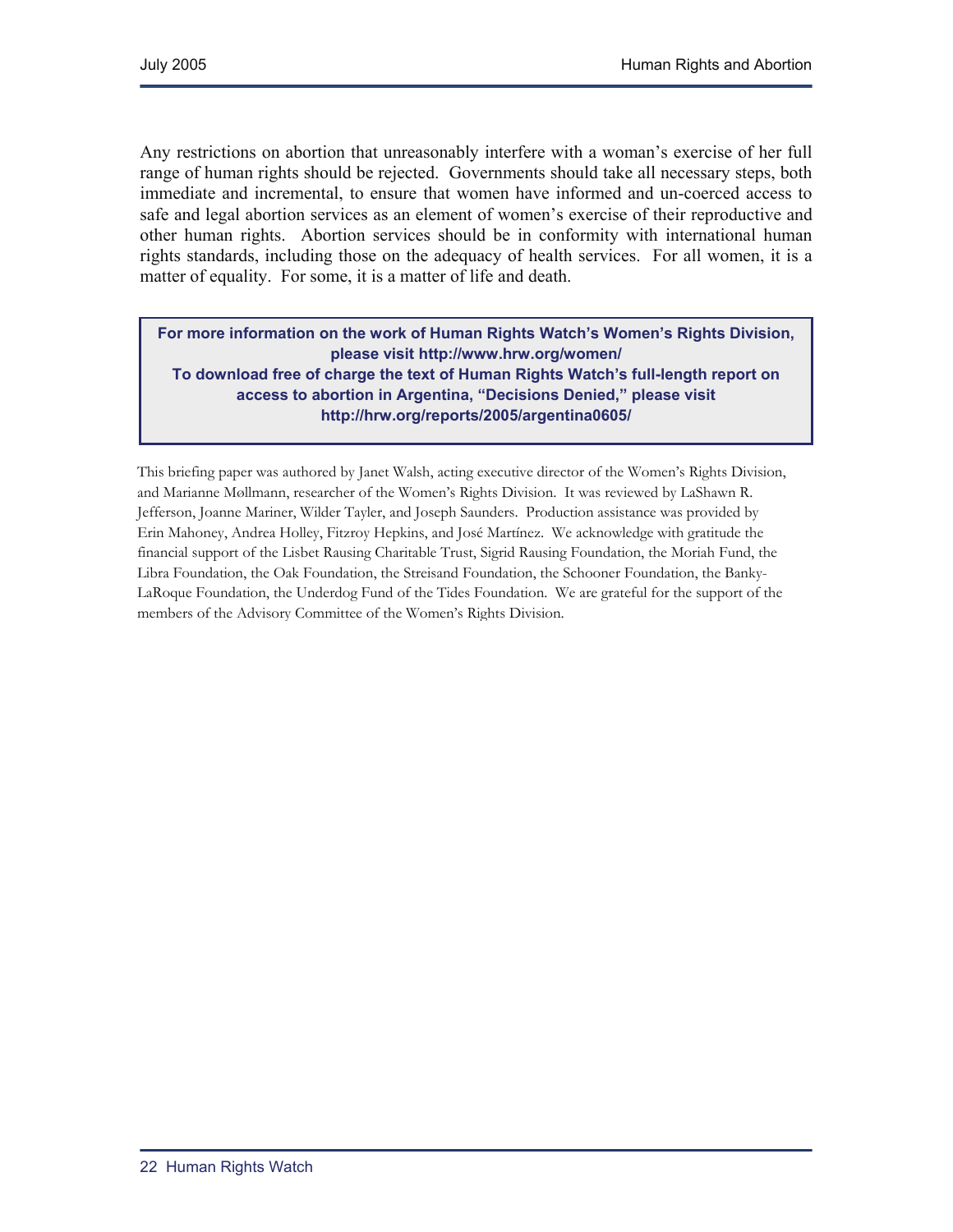Any restrictions on abortion that unreasonably interfere with a woman's exercise of her full range of human rights should be rejected. Governments should take all necessary steps, both immediate and incremental, to ensure that women have informed and un-coerced access to safe and legal abortion services as an element of women's exercise of their reproductive and other human rights. Abortion services should be in conformity with international human rights standards, including those on the adequacy of health services. For all women, it is a matter of equality. For some, it is a matter of life and death.

**For more information on the work of Human Rights Watch's Women's Rights Division, please visit http://www.hrw.org/women/**
**To download free of charge the text of Human Rights Watch's full-length report on access to abortion in Argentina, "Decisions Denied," please visit http://hrw.org/reports/2005/argentina0605/**

This briefing paper was authored by Janet Walsh, acting executive director of the Women's Rights Division, and Marianne Møllmann, researcher of the Women's Rights Division. It was reviewed by LaShawn R. Jefferson, Joanne Mariner, Wilder Tayler, and Joseph Saunders. Production assistance was provided by Erin Mahoney, Andrea Holley, Fitzroy Hepkins, and José Martínez. We acknowledge with gratitude the financial support of the Lisbet Rausing Charitable Trust, Sigrid Rausing Foundation, the Moriah Fund, the Libra Foundation, the Oak Foundation, the Streisand Foundation, the Schooner Foundation, the Banky-LaRoque Foundation, the Underdog Fund of the Tides Foundation. We are grateful for the support of the members of the Advisory Committee of the Women's Rights Division.